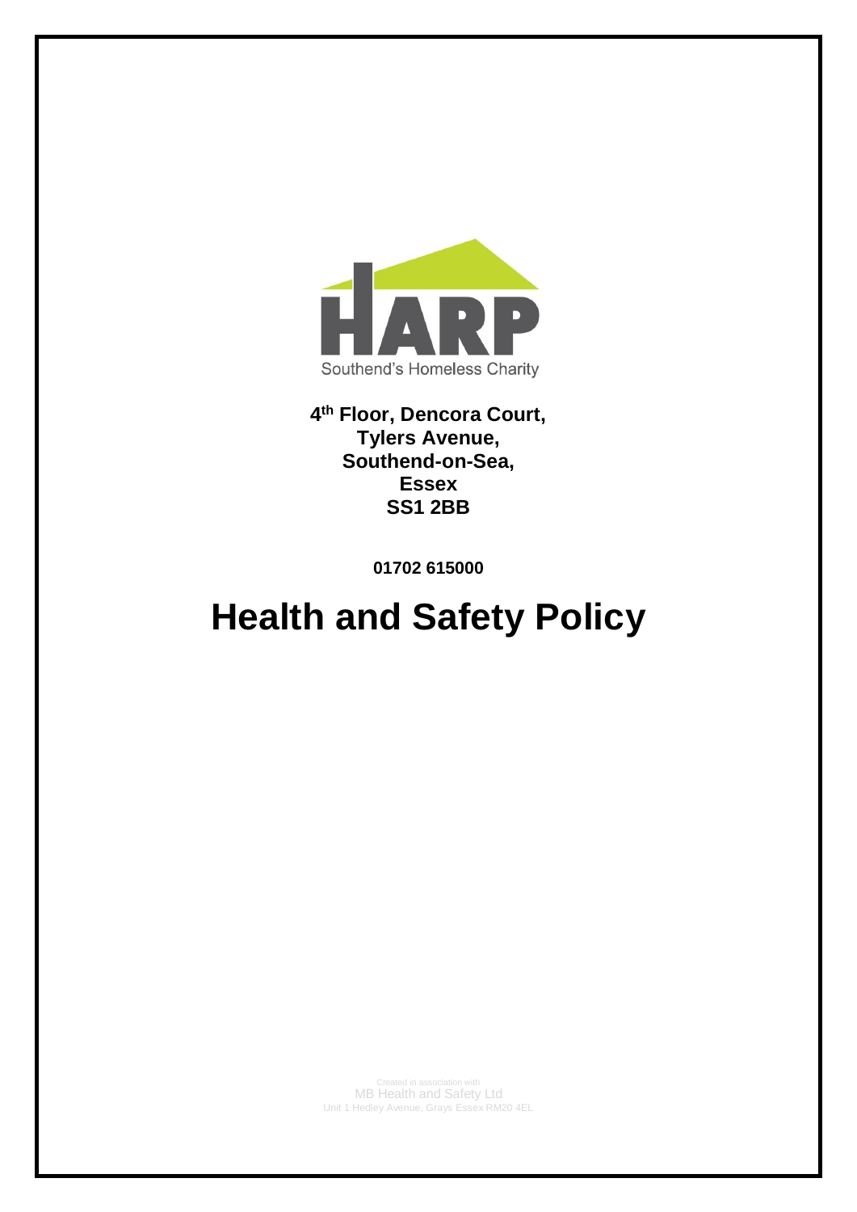HARP

Southend's Homeless Charity

**4th Floor, Dencora Court,**
**Tylers Avenue,**
**Southend-on-Sea,**
**Essex**
**SS1 2BB**

**01702 615000**

# Health and Safety Policy

Created in association with
MB Health and Safety Ltd
Unit 1 Hedley Avenue, Grays Essex RM20 4EL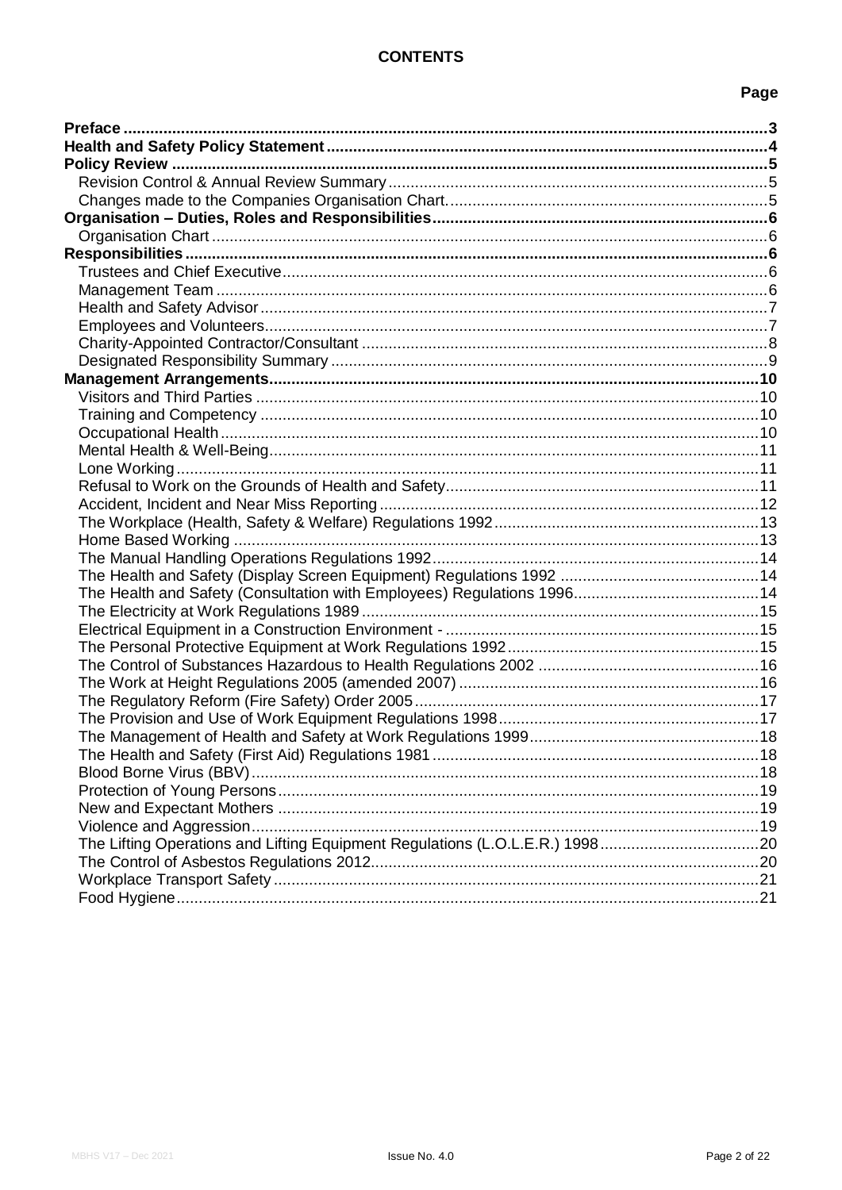# CONTENTS

| | Page |
|---|---|
| **Preface** | **3** |
| **Health and Safety Policy Statement** | **4** |
| **Policy Review** | **5** |
| Revision Control & Annual Review Summary | 5 |
| Changes made to the Companies Organisation Chart. | 5 |
| **Organisation – Duties, Roles and Responsibilities** | **6** |
| Organisation Chart | 6 |
| **Responsibilities** | **6** |
| Trustees and Chief Executive | 6 |
| Management Team | 6 |
| Health and Safety Advisor | 7 |
| Employees and Volunteers | 7 |
| Charity-Appointed Contractor/Consultant | 8 |
| Designated Responsibility Summary | 9 |
| **Management Arrangements** | **10** |
| Visitors and Third Parties | 10 |
| Training and Competency | 10 |
| Occupational Health | 10 |
| Mental Health & Well-Being | 11 |
| Lone Working | 11 |
| Refusal to Work on the Grounds of Health and Safety | 11 |
| Accident, Incident and Near Miss Reporting | 12 |
| The Workplace (Health, Safety & Welfare) Regulations 1992 | 13 |
| Home Based Working | 13 |
| The Manual Handling Operations Regulations 1992 | 14 |
| The Health and Safety (Display Screen Equipment) Regulations 1992 | 14 |
| The Health and Safety (Consultation with Employees) Regulations 1996 | 14 |
| The Electricity at Work Regulations 1989 | 15 |
| Electrical Equipment in a Construction Environment - | 15 |
| The Personal Protective Equipment at Work Regulations 1992 | 15 |
| The Control of Substances Hazardous to Health Regulations 2002 | 16 |
| The Work at Height Regulations 2005 (amended 2007) | 16 |
| The Regulatory Reform (Fire Safety) Order 2005 | 17 |
| The Provision and Use of Work Equipment Regulations 1998 | 17 |
| The Management of Health and Safety at Work Regulations 1999 | 18 |
| The Health and Safety (First Aid) Regulations 1981 | 18 |
| Blood Borne Virus (BBV) | 18 |
| Protection of Young Persons | 19 |
| New and Expectant Mothers | 19 |
| Violence and Aggression | 19 |
| The Lifting Operations and Lifting Equipment Regulations (L.O.L.E.R.) 1998 | 20 |
| The Control of Asbestos Regulations 2012 | 20 |
| Workplace Transport Safety | 21 |
| Food Hygiene | 21 |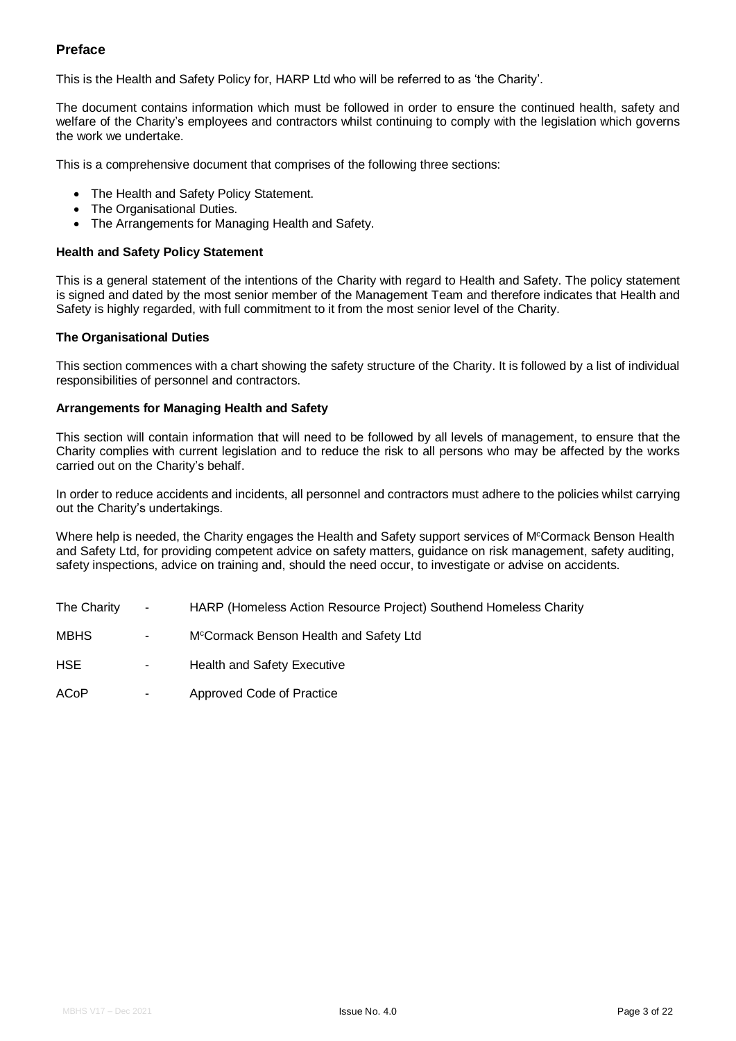## Preface

This is the Health and Safety Policy for, HARP Ltd who will be referred to as 'the Charity'.

The document contains information which must be followed in order to ensure the continued health, safety and welfare of the Charity's employees and contractors whilst continuing to comply with the legislation which governs the work we undertake.

This is a comprehensive document that comprises of the following three sections:

- The Health and Safety Policy Statement.
- The Organisational Duties.
- The Arrangements for Managing Health and Safety.

### Health and Safety Policy Statement

This is a general statement of the intentions of the Charity with regard to Health and Safety. The policy statement is signed and dated by the most senior member of the Management Team and therefore indicates that Health and Safety is highly regarded, with full commitment to it from the most senior level of the Charity.

### The Organisational Duties

This section commences with a chart showing the safety structure of the Charity. It is followed by a list of individual responsibilities of personnel and contractors.

### Arrangements for Managing Health and Safety

This section will contain information that will need to be followed by all levels of management, to ensure that the Charity complies with current legislation and to reduce the risk to all persons who may be affected by the works carried out on the Charity's behalf.

In order to reduce accidents and incidents, all personnel and contractors must adhere to the policies whilst carrying out the Charity's undertakings.

Where help is needed, the Charity engages the Health and Safety support services of McCormack Benson Health and Safety Ltd, for providing competent advice on safety matters, guidance on risk management, safety auditing, safety inspections, advice on training and, should the need occur, to investigate or advise on accidents.

| | | |
|---|---|---|
| The Charity | - | HARP (Homeless Action Resource Project) Southend Homeless Charity |
| MBHS | - | McCormack Benson Health and Safety Ltd |
| HSE | - | Health and Safety Executive |
| ACoP | - | Approved Code of Practice |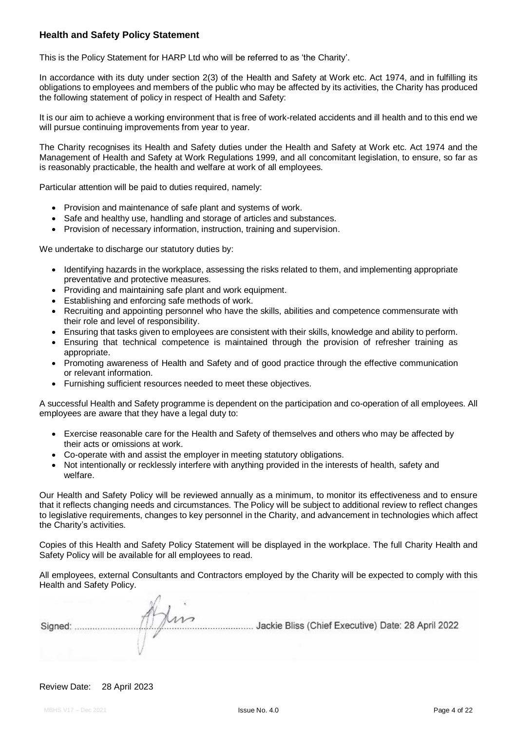## Health and Safety Policy Statement

This is the Policy Statement for HARP Ltd who will be referred to as 'the Charity'.

In accordance with its duty under section 2(3) of the Health and Safety at Work etc. Act 1974, and in fulfilling its obligations to employees and members of the public who may be affected by its activities, the Charity has produced the following statement of policy in respect of Health and Safety:

It is our aim to achieve a working environment that is free of work-related accidents and ill health and to this end we will pursue continuing improvements from year to year.

The Charity recognises its Health and Safety duties under the Health and Safety at Work etc. Act 1974 and the Management of Health and Safety at Work Regulations 1999, and all concomitant legislation, to ensure, so far as is reasonably practicable, the health and welfare at work of all employees.

Particular attention will be paid to duties required, namely:

- Provision and maintenance of safe plant and systems of work.
- Safe and healthy use, handling and storage of articles and substances.
- Provision of necessary information, instruction, training and supervision.

We undertake to discharge our statutory duties by:

- Identifying hazards in the workplace, assessing the risks related to them, and implementing appropriate preventative and protective measures.
- Providing and maintaining safe plant and work equipment.
- Establishing and enforcing safe methods of work.
- Recruiting and appointing personnel who have the skills, abilities and competence commensurate with their role and level of responsibility.
- Ensuring that tasks given to employees are consistent with their skills, knowledge and ability to perform.
- Ensuring that technical competence is maintained through the provision of refresher training as appropriate.
- Promoting awareness of Health and Safety and of good practice through the effective communication or relevant information.
- Furnishing sufficient resources needed to meet these objectives.

A successful Health and Safety programme is dependent on the participation and co-operation of all employees. All employees are aware that they have a legal duty to:

- Exercise reasonable care for the Health and Safety of themselves and others who may be affected by their acts or omissions at work.
- Co-operate with and assist the employer in meeting statutory obligations.
- Not intentionally or recklessly interfere with anything provided in the interests of health, safety and welfare.

Our Health and Safety Policy will be reviewed annually as a minimum, to monitor its effectiveness and to ensure that it reflects changing needs and circumstances. The Policy will be subject to additional review to reflect changes to legislative requirements, changes to key personnel in the Charity, and advancement in technologies which affect the Charity's activities.

Copies of this Health and Safety Policy Statement will be displayed in the workplace. The full Charity Health and Safety Policy will be available for all employees to read.

All employees, external Consultants and Contractors employed by the Charity will be expected to comply with this Health and Safety Policy.

Signed: .................................................................. Jackie Bliss (Chief Executive) Date: 28 April 2022

Review Date: 28 April 2023

MBHS V17 – Dec 2021 Issue No. 4.0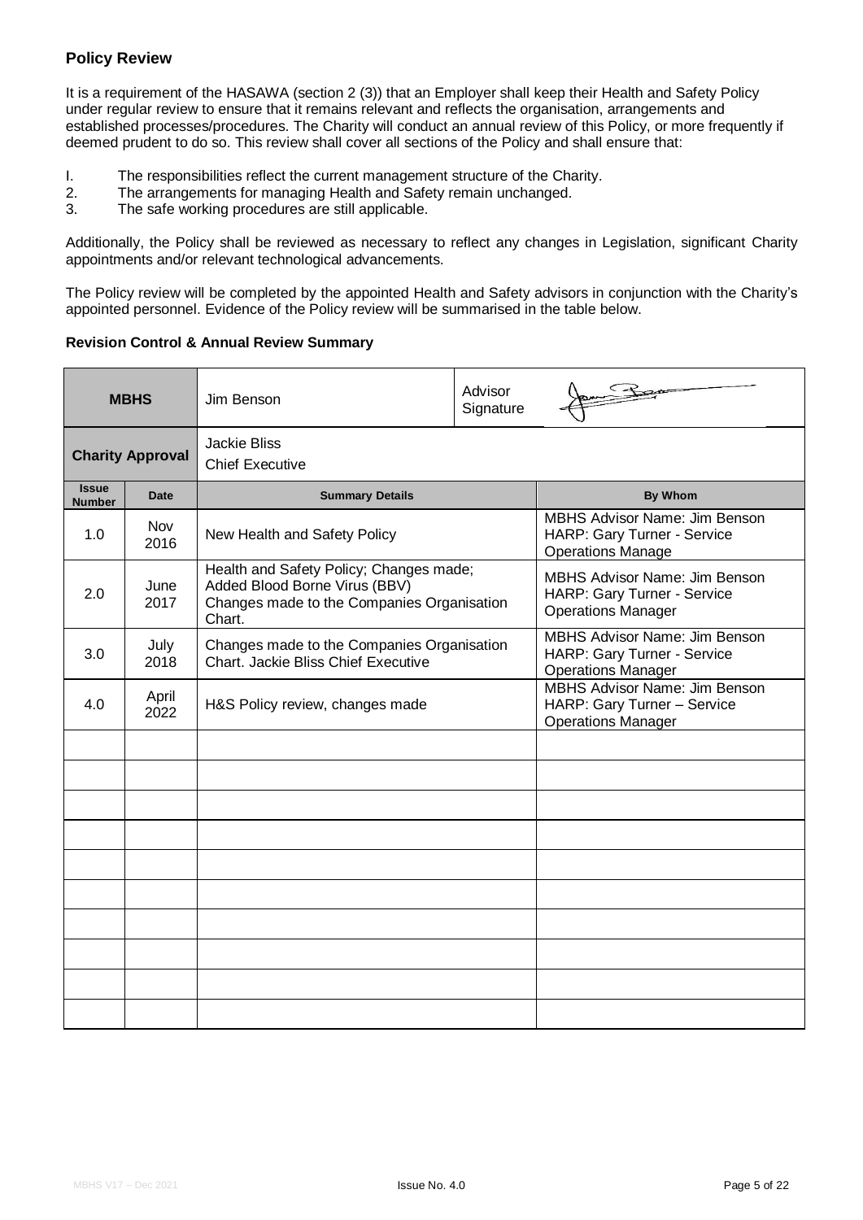## Policy Review

It is a requirement of the HASAWA (section 2 (3)) that an Employer shall keep their Health and Safety Policy under regular review to ensure that it remains relevant and reflects the organisation, arrangements and established processes/procedures. The Charity will conduct an annual review of this Policy, or more frequently if deemed prudent to do so. This review shall cover all sections of the Policy and shall ensure that:

I. The responsibilities reflect the current management structure of the Charity.
2. The arrangements for managing Health and Safety remain unchanged.
3. The safe working procedures are still applicable.

Additionally, the Policy shall be reviewed as necessary to reflect any changes in Legislation, significant Charity appointments and/or relevant technological advancements.

The Policy review will be completed by the appointed Health and Safety advisors in conjunction with the Charity's appointed personnel. Evidence of the Policy review will be summarised in the table below.

**Revision Control & Annual Review Summary**

| **MBHS** | | Jim Benson | Advisor Signature |
|---|---|---|---|
| **Charity Approval** | | Jackie Bliss<br>Chief Executive | |
| **Issue Number** | **Date** | **Summary Details** | **By Whom** |
| 1.0 | Nov 2016 | New Health and Safety Policy | MBHS Advisor Name: Jim Benson<br>HARP: Gary Turner - Service Operations Manage |
| 2.0 | June 2017 | Health and Safety Policy; Changes made; Added Blood Borne Virus (BBV) Changes made to the Companies Organisation Chart. | MBHS Advisor Name: Jim Benson<br>HARP: Gary Turner - Service Operations Manager |
| 3.0 | July 2018 | Changes made to the Companies Organisation Chart. Jackie Bliss Chief Executive | MBHS Advisor Name: Jim Benson<br>HARP: Gary Turner - Service Operations Manager |
| 4.0 | April 2022 | H&S Policy review, changes made | MBHS Advisor Name: Jim Benson<br>HARP: Gary Turner – Service Operations Manager |
| | | | |
| | | | |
| | | | |
| | | | |
| | | | |
| | | | |
| | | | |
| | | | |
| | | | |
| | | | |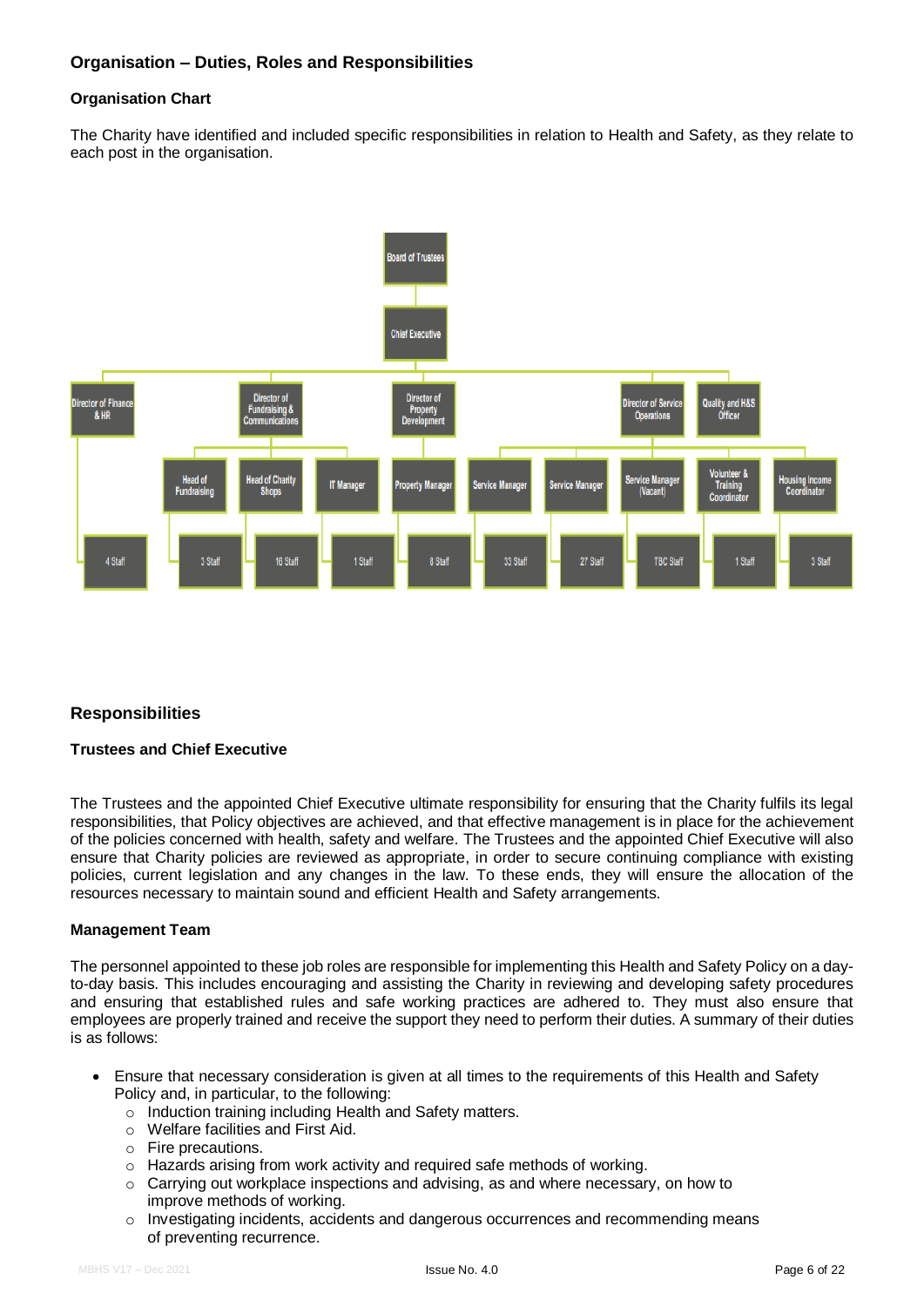## Organisation – Duties, Roles and Responsibilities

### Organisation Chart

The Charity have identified and included specific responsibilities in relation to Health and Safety, as they relate to each post in the organisation.

- Board of Trustees
  - Chief Executive
    - Director of Finance & HR
      - 4 Staff
    - Director of Fundraising & Communications
      - Head of Fundraising
        - 3 Staff
      - Head of Charity Shops
        - 16 Staff
      - IT Manager
        - 1 Staff
    - Director of Property Development
      - Property Manager
        - 8 Staff
    - Director of Service Operations
      - Service Manager
        - 33 Staff
      - Service Manager
        - 27 Staff
      - Service Manager (Vacant)
        - TBC Staff
      - Volunteer & Training Coordinator
        - 1 Staff
      - Housing Income Coordinator
        - 3 Staff
    - Quality and H&S Officer

## Responsibilities

### Trustees and Chief Executive

The Trustees and the appointed Chief Executive ultimate responsibility for ensuring that the Charity fulfils its legal responsibilities, that Policy objectives are achieved, and that effective management is in place for the achievement of the policies concerned with health, safety and welfare. The Trustees and the appointed Chief Executive will also ensure that Charity policies are reviewed as appropriate, in order to secure continuing compliance with existing policies, current legislation and any changes in the law. To these ends, they will ensure the allocation of the resources necessary to maintain sound and efficient Health and Safety arrangements.

### Management Team

The personnel appointed to these job roles are responsible for implementing this Health and Safety Policy on a day-to-day basis. This includes encouraging and assisting the Charity in reviewing and developing safety procedures and ensuring that established rules and safe working practices are adhered to. They must also ensure that employees are properly trained and receive the support they need to perform their duties. A summary of their duties is as follows:

- Ensure that necessary consideration is given at all times to the requirements of this Health and Safety Policy and, in particular, to the following:
  - Induction training including Health and Safety matters.
  - Welfare facilities and First Aid.
  - Fire precautions.
  - Hazards arising from work activity and required safe methods of working.
  - Carrying out workplace inspections and advising, as and where necessary, on how to improve methods of working.
  - Investigating incidents, accidents and dangerous occurrences and recommending means of preventing recurrence.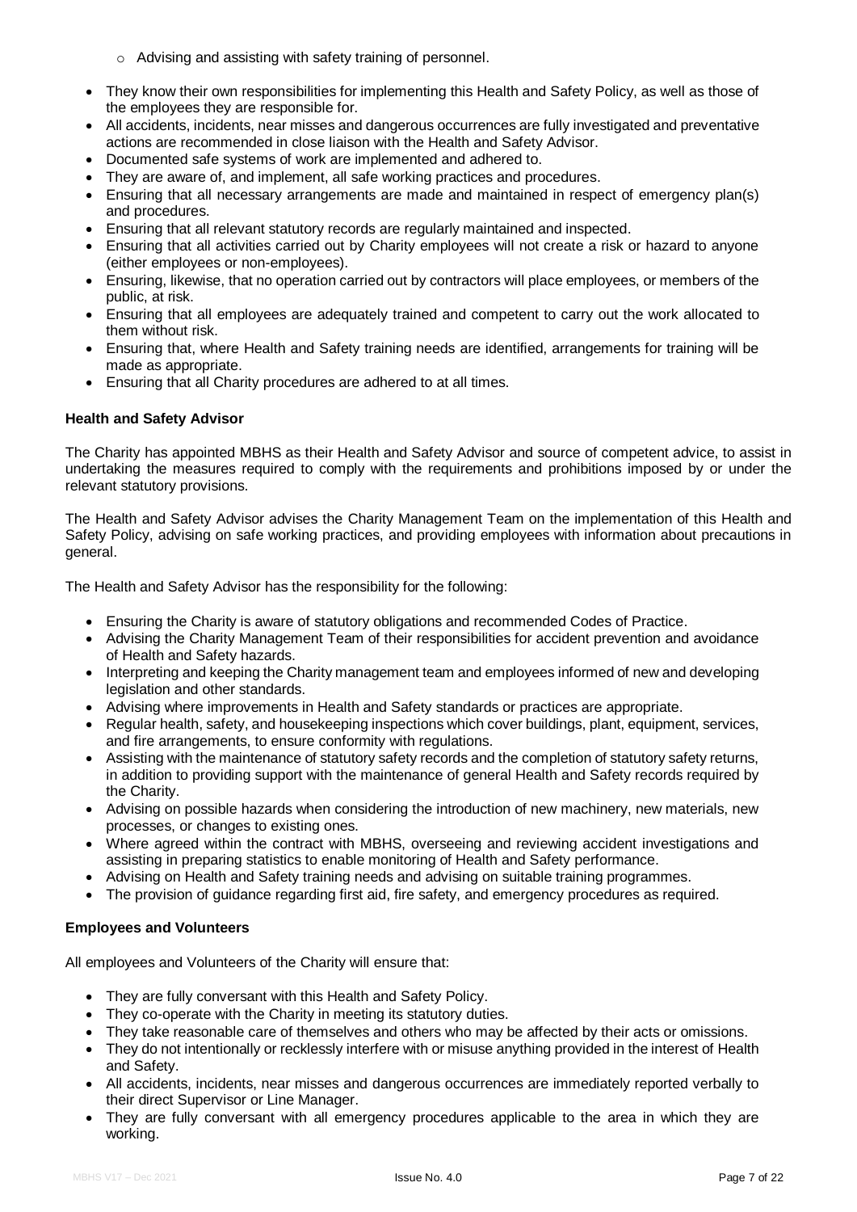- Advising and assisting with safety training of personnel.

- They know their own responsibilities for implementing this Health and Safety Policy, as well as those of the employees they are responsible for.
- All accidents, incidents, near misses and dangerous occurrences are fully investigated and preventative actions are recommended in close liaison with the Health and Safety Advisor.
- Documented safe systems of work are implemented and adhered to.
- They are aware of, and implement, all safe working practices and procedures.
- Ensuring that all necessary arrangements are made and maintained in respect of emergency plan(s) and procedures.
- Ensuring that all relevant statutory records are regularly maintained and inspected.
- Ensuring that all activities carried out by Charity employees will not create a risk or hazard to anyone (either employees or non-employees).
- Ensuring, likewise, that no operation carried out by contractors will place employees, or members of the public, at risk.
- Ensuring that all employees are adequately trained and competent to carry out the work allocated to them without risk.
- Ensuring that, where Health and Safety training needs are identified, arrangements for training will be made as appropriate.
- Ensuring that all Charity procedures are adhered to at all times.

**Health and Safety Advisor**

The Charity has appointed MBHS as their Health and Safety Advisor and source of competent advice, to assist in undertaking the measures required to comply with the requirements and prohibitions imposed by or under the relevant statutory provisions.

The Health and Safety Advisor advises the Charity Management Team on the implementation of this Health and Safety Policy, advising on safe working practices, and providing employees with information about precautions in general.

The Health and Safety Advisor has the responsibility for the following:

- Ensuring the Charity is aware of statutory obligations and recommended Codes of Practice.
- Advising the Charity Management Team of their responsibilities for accident prevention and avoidance of Health and Safety hazards.
- Interpreting and keeping the Charity management team and employees informed of new and developing legislation and other standards.
- Advising where improvements in Health and Safety standards or practices are appropriate.
- Regular health, safety, and housekeeping inspections which cover buildings, plant, equipment, services, and fire arrangements, to ensure conformity with regulations.
- Assisting with the maintenance of statutory safety records and the completion of statutory safety returns, in addition to providing support with the maintenance of general Health and Safety records required by the Charity.
- Advising on possible hazards when considering the introduction of new machinery, new materials, new processes, or changes to existing ones.
- Where agreed within the contract with MBHS, overseeing and reviewing accident investigations and assisting in preparing statistics to enable monitoring of Health and Safety performance.
- Advising on Health and Safety training needs and advising on suitable training programmes.
- The provision of guidance regarding first aid, fire safety, and emergency procedures as required.

**Employees and Volunteers**

All employees and Volunteers of the Charity will ensure that:

- They are fully conversant with this Health and Safety Policy.
- They co-operate with the Charity in meeting its statutory duties.
- They take reasonable care of themselves and others who may be affected by their acts or omissions.
- They do not intentionally or recklessly interfere with or misuse anything provided in the interest of Health and Safety.
- All accidents, incidents, near misses and dangerous occurrences are immediately reported verbally to their direct Supervisor or Line Manager.
- They are fully conversant with all emergency procedures applicable to the area in which they are working.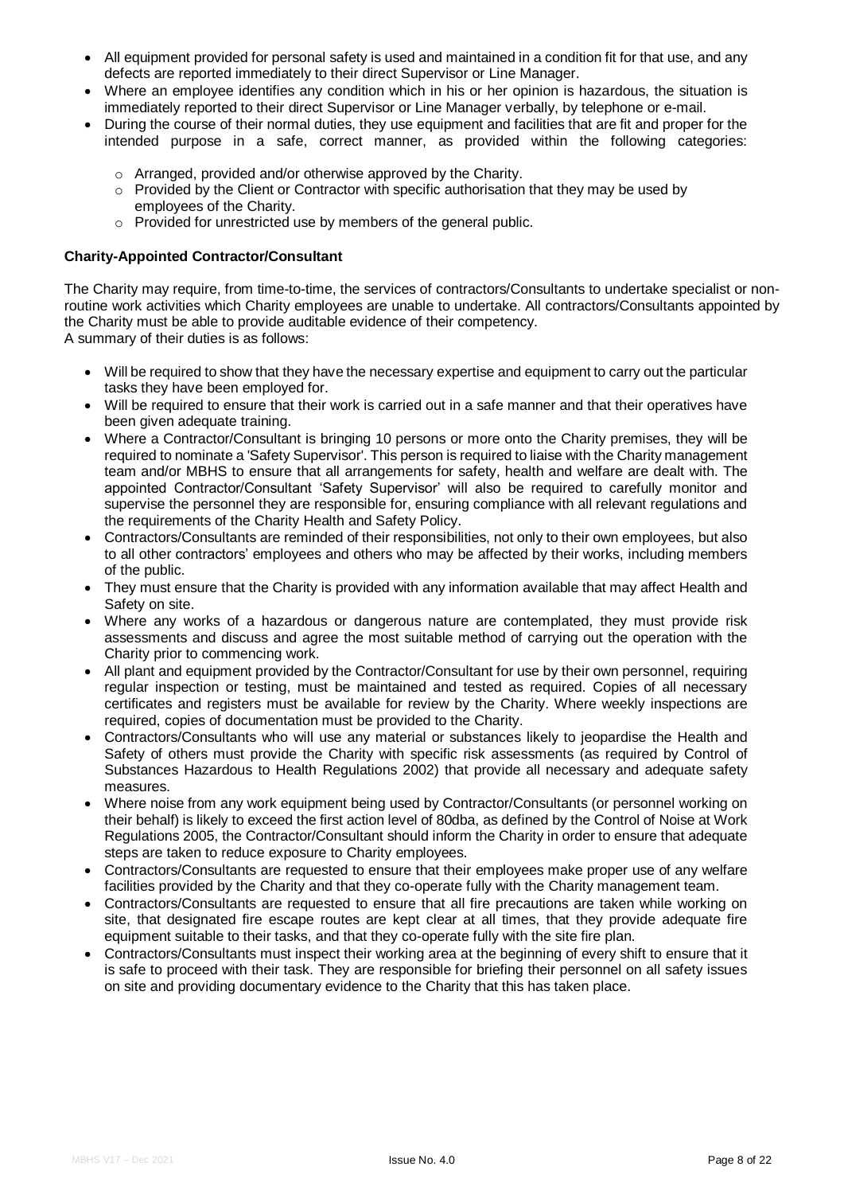- All equipment provided for personal safety is used and maintained in a condition fit for that use, and any defects are reported immediately to their direct Supervisor or Line Manager.
- Where an employee identifies any condition which in his or her opinion is hazardous, the situation is immediately reported to their direct Supervisor or Line Manager verbally, by telephone or e-mail.
- During the course of their normal duties, they use equipment and facilities that are fit and proper for the intended purpose in a safe, correct manner, as provided within the following categories:
  - Arranged, provided and/or otherwise approved by the Charity.
  - Provided by the Client or Contractor with specific authorisation that they may be used by employees of the Charity.
  - Provided for unrestricted use by members of the general public.

**Charity-Appointed Contractor/Consultant**

The Charity may require, from time-to-time, the services of contractors/Consultants to undertake specialist or non-routine work activities which Charity employees are unable to undertake. All contractors/Consultants appointed by the Charity must be able to provide auditable evidence of their competency.
A summary of their duties is as follows:

- Will be required to show that they have the necessary expertise and equipment to carry out the particular tasks they have been employed for.
- Will be required to ensure that their work is carried out in a safe manner and that their operatives have been given adequate training.
- Where a Contractor/Consultant is bringing 10 persons or more onto the Charity premises, they will be required to nominate a 'Safety Supervisor'. This person is required to liaise with the Charity management team and/or MBHS to ensure that all arrangements for safety, health and welfare are dealt with. The appointed Contractor/Consultant 'Safety Supervisor' will also be required to carefully monitor and supervise the personnel they are responsible for, ensuring compliance with all relevant regulations and the requirements of the Charity Health and Safety Policy.
- Contractors/Consultants are reminded of their responsibilities, not only to their own employees, but also to all other contractors' employees and others who may be affected by their works, including members of the public.
- They must ensure that the Charity is provided with any information available that may affect Health and Safety on site.
- Where any works of a hazardous or dangerous nature are contemplated, they must provide risk assessments and discuss and agree the most suitable method of carrying out the operation with the Charity prior to commencing work.
- All plant and equipment provided by the Contractor/Consultant for use by their own personnel, requiring regular inspection or testing, must be maintained and tested as required. Copies of all necessary certificates and registers must be available for review by the Charity. Where weekly inspections are required, copies of documentation must be provided to the Charity.
- Contractors/Consultants who will use any material or substances likely to jeopardise the Health and Safety of others must provide the Charity with specific risk assessments (as required by Control of Substances Hazardous to Health Regulations 2002) that provide all necessary and adequate safety measures.
- Where noise from any work equipment being used by Contractor/Consultants (or personnel working on their behalf) is likely to exceed the first action level of 80dba, as defined by the Control of Noise at Work Regulations 2005, the Contractor/Consultant should inform the Charity in order to ensure that adequate steps are taken to reduce exposure to Charity employees.
- Contractors/Consultants are requested to ensure that their employees make proper use of any welfare facilities provided by the Charity and that they co-operate fully with the Charity management team.
- Contractors/Consultants are requested to ensure that all fire precautions are taken while working on site, that designated fire escape routes are kept clear at all times, that they provide adequate fire equipment suitable to their tasks, and that they co-operate fully with the site fire plan.
- Contractors/Consultants must inspect their working area at the beginning of every shift to ensure that it is safe to proceed with their task. They are responsible for briefing their personnel on all safety issues on site and providing documentary evidence to the Charity that this has taken place.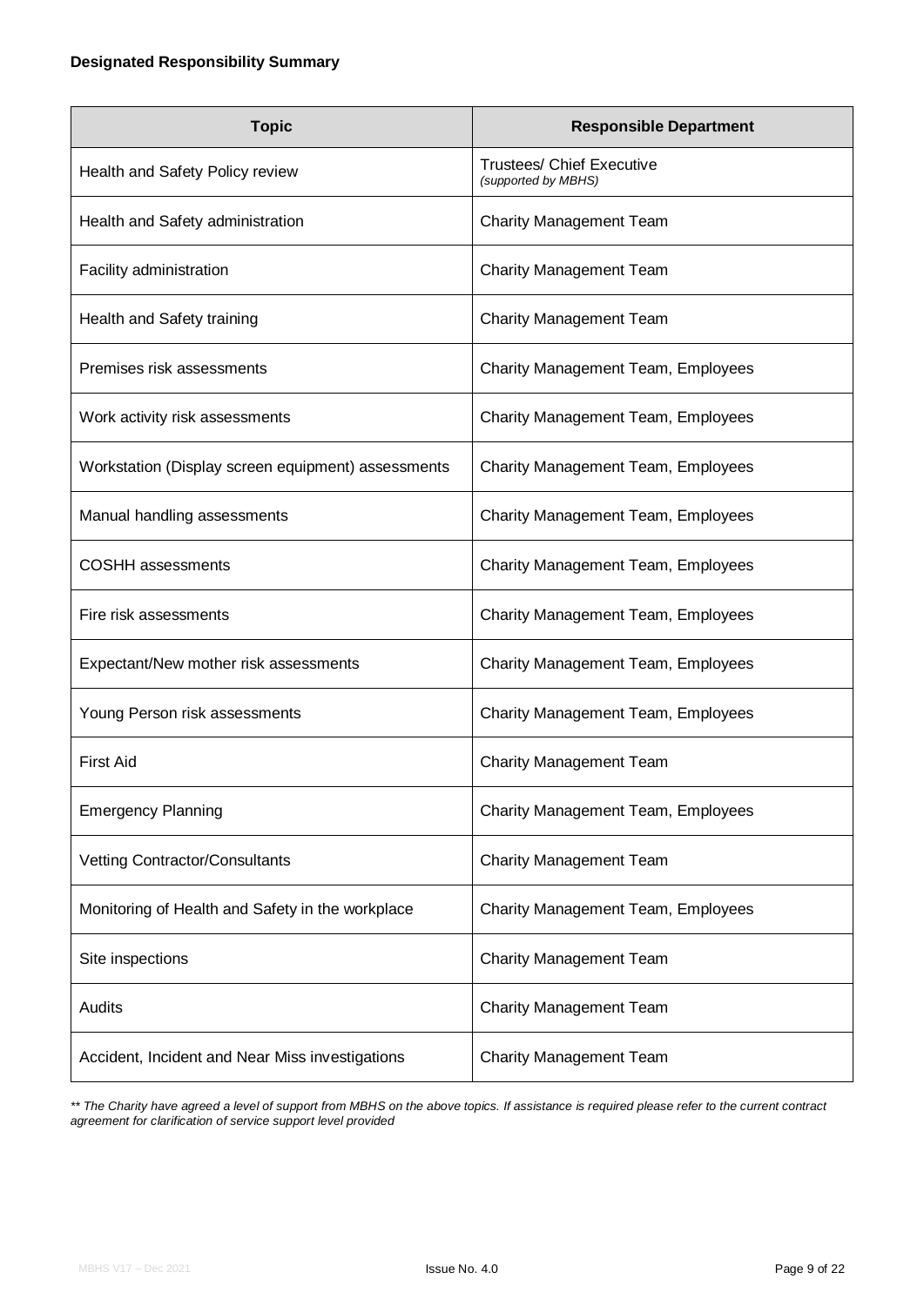**Designated Responsibility Summary**

| Topic | Responsible Department |
|---|---|
| Health and Safety Policy review | Trustees/ Chief Executive *(supported by MBHS)* |
| Health and Safety administration | Charity Management Team |
| Facility administration | Charity Management Team |
| Health and Safety training | Charity Management Team |
| Premises risk assessments | Charity Management Team, Employees |
| Work activity risk assessments | Charity Management Team, Employees |
| Workstation (Display screen equipment) assessments | Charity Management Team, Employees |
| Manual handling assessments | Charity Management Team, Employees |
| COSHH assessments | Charity Management Team, Employees |
| Fire risk assessments | Charity Management Team, Employees |
| Expectant/New mother risk assessments | Charity Management Team, Employees |
| Young Person risk assessments | Charity Management Team, Employees |
| First Aid | Charity Management Team |
| Emergency Planning | Charity Management Team, Employees |
| Vetting Contractor/Consultants | Charity Management Team |
| Monitoring of Health and Safety in the workplace | Charity Management Team, Employees |
| Site inspections | Charity Management Team |
| Audits | Charity Management Team |
| Accident, Incident and Near Miss investigations | Charity Management Team |

*** The Charity have agreed a level of support from MBHS on the above topics. If assistance is required please refer to the current contract agreement for clarification of service support level provided*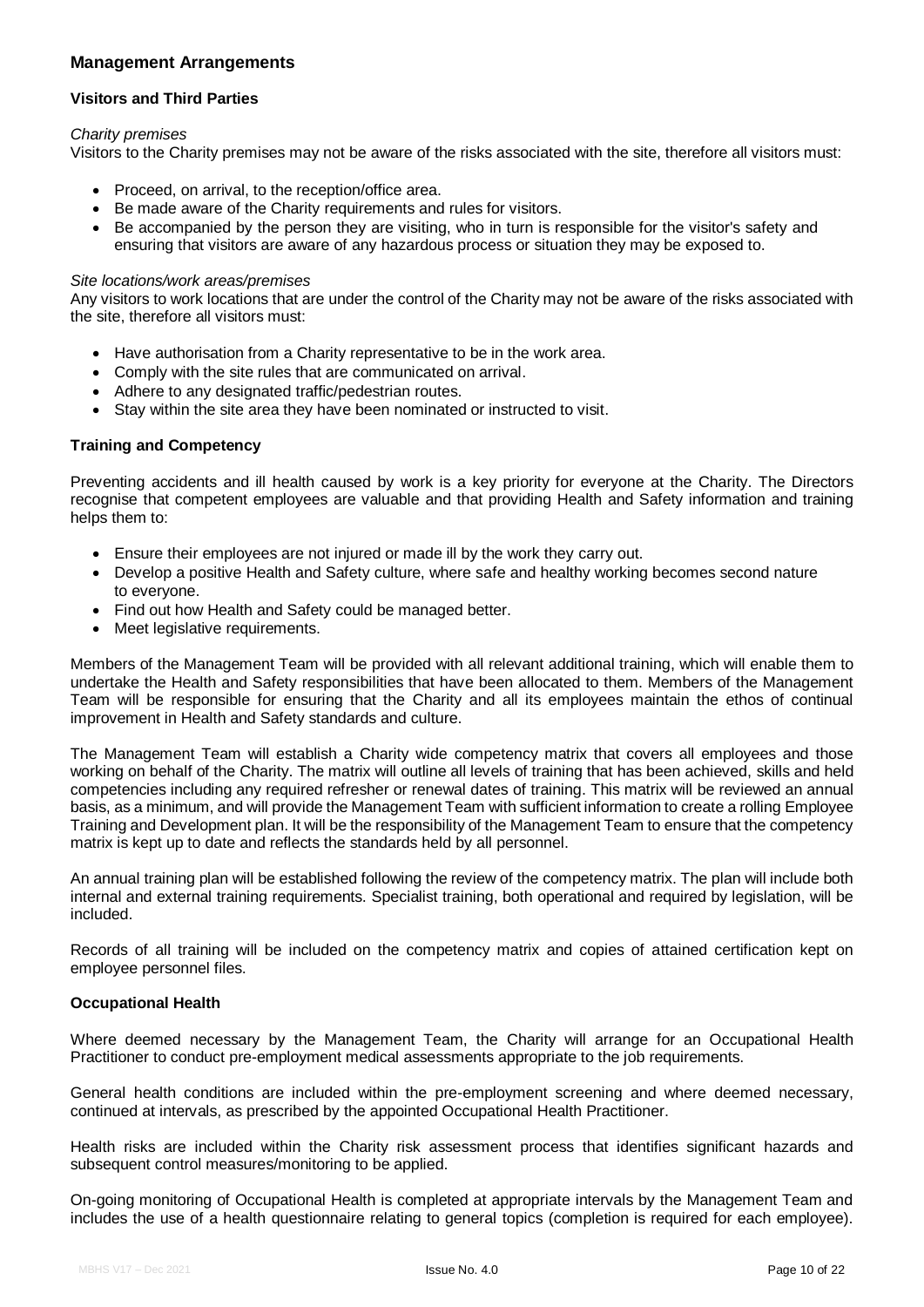## Management Arrangements

### Visitors and Third Parties

*Charity premises*
Visitors to the Charity premises may not be aware of the risks associated with the site, therefore all visitors must:

- Proceed, on arrival, to the reception/office area.
- Be made aware of the Charity requirements and rules for visitors.
- Be accompanied by the person they are visiting, who in turn is responsible for the visitor's safety and ensuring that visitors are aware of any hazardous process or situation they may be exposed to.

*Site locations/work areas/premises*
Any visitors to work locations that are under the control of the Charity may not be aware of the risks associated with the site, therefore all visitors must:

- Have authorisation from a Charity representative to be in the work area.
- Comply with the site rules that are communicated on arrival.
- Adhere to any designated traffic/pedestrian routes.
- Stay within the site area they have been nominated or instructed to visit.

### Training and Competency

Preventing accidents and ill health caused by work is a key priority for everyone at the Charity. The Directors recognise that competent employees are valuable and that providing Health and Safety information and training helps them to:

- Ensure their employees are not injured or made ill by the work they carry out.
- Develop a positive Health and Safety culture, where safe and healthy working becomes second nature to everyone.
- Find out how Health and Safety could be managed better.
- Meet legislative requirements.

Members of the Management Team will be provided with all relevant additional training, which will enable them to undertake the Health and Safety responsibilities that have been allocated to them. Members of the Management Team will be responsible for ensuring that the Charity and all its employees maintain the ethos of continual improvement in Health and Safety standards and culture.

The Management Team will establish a Charity wide competency matrix that covers all employees and those working on behalf of the Charity. The matrix will outline all levels of training that has been achieved, skills and held competencies including any required refresher or renewal dates of training. This matrix will be reviewed an annual basis, as a minimum, and will provide the Management Team with sufficient information to create a rolling Employee Training and Development plan. It will be the responsibility of the Management Team to ensure that the competency matrix is kept up to date and reflects the standards held by all personnel.

An annual training plan will be established following the review of the competency matrix. The plan will include both internal and external training requirements. Specialist training, both operational and required by legislation, will be included.

Records of all training will be included on the competency matrix and copies of attained certification kept on employee personnel files.

### Occupational Health

Where deemed necessary by the Management Team, the Charity will arrange for an Occupational Health Practitioner to conduct pre-employment medical assessments appropriate to the job requirements.

General health conditions are included within the pre-employment screening and where deemed necessary, continued at intervals, as prescribed by the appointed Occupational Health Practitioner.

Health risks are included within the Charity risk assessment process that identifies significant hazards and subsequent control measures/monitoring to be applied.

On-going monitoring of Occupational Health is completed at appropriate intervals by the Management Team and includes the use of a health questionnaire relating to general topics (completion is required for each employee).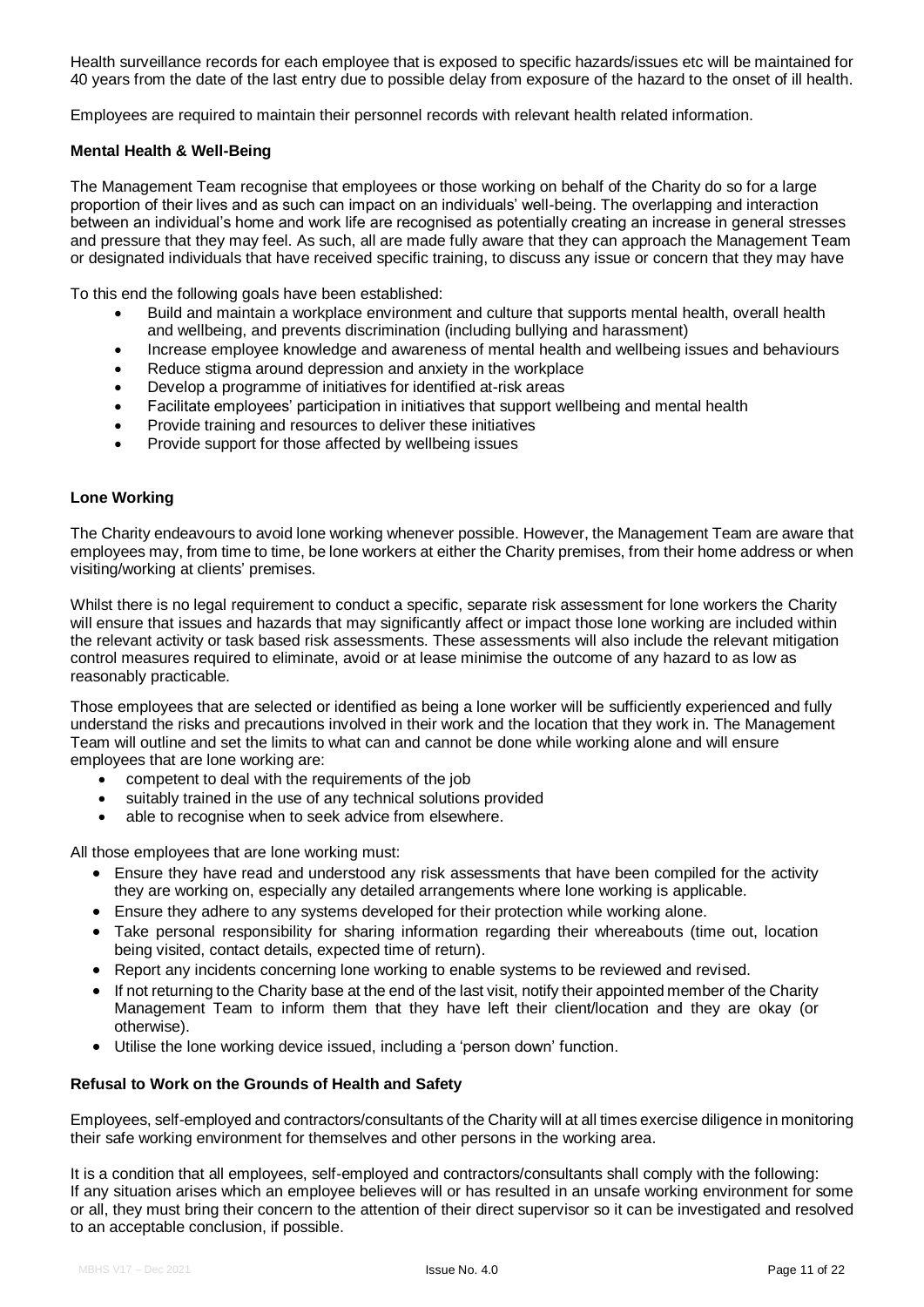Health surveillance records for each employee that is exposed to specific hazards/issues etc will be maintained for 40 years from the date of the last entry due to possible delay from exposure of the hazard to the onset of ill health.

Employees are required to maintain their personnel records with relevant health related information.

**Mental Health & Well-Being**

The Management Team recognise that employees or those working on behalf of the Charity do so for a large proportion of their lives and as such can impact on an individuals' well-being. The overlapping and interaction between an individual's home and work life are recognised as potentially creating an increase in general stresses and pressure that they may feel. As such, all are made fully aware that they can approach the Management Team or designated individuals that have received specific training, to discuss any issue or concern that they may have

To this end the following goals have been established:

- Build and maintain a workplace environment and culture that supports mental health, overall health and wellbeing, and prevents discrimination (including bullying and harassment)
- Increase employee knowledge and awareness of mental health and wellbeing issues and behaviours
- Reduce stigma around depression and anxiety in the workplace
- Develop a programme of initiatives for identified at-risk areas
- Facilitate employees' participation in initiatives that support wellbeing and mental health
- Provide training and resources to deliver these initiatives
- Provide support for those affected by wellbeing issues

**Lone Working**

The Charity endeavours to avoid lone working whenever possible. However, the Management Team are aware that employees may, from time to time, be lone workers at either the Charity premises, from their home address or when visiting/working at clients' premises.

Whilst there is no legal requirement to conduct a specific, separate risk assessment for lone workers the Charity will ensure that issues and hazards that may significantly affect or impact those lone working are included within the relevant activity or task based risk assessments. These assessments will also include the relevant mitigation control measures required to eliminate, avoid or at lease minimise the outcome of any hazard to as low as reasonably practicable.

Those employees that are selected or identified as being a lone worker will be sufficiently experienced and fully understand the risks and precautions involved in their work and the location that they work in. The Management Team will outline and set the limits to what can and cannot be done while working alone and will ensure employees that are lone working are:

- competent to deal with the requirements of the job
- suitably trained in the use of any technical solutions provided
- able to recognise when to seek advice from elsewhere.

All those employees that are lone working must:

- Ensure they have read and understood any risk assessments that have been compiled for the activity they are working on, especially any detailed arrangements where lone working is applicable.
- Ensure they adhere to any systems developed for their protection while working alone.
- Take personal responsibility for sharing information regarding their whereabouts (time out, location being visited, contact details, expected time of return).
- Report any incidents concerning lone working to enable systems to be reviewed and revised.
- If not returning to the Charity base at the end of the last visit, notify their appointed member of the Charity Management Team to inform them that they have left their client/location and they are okay (or otherwise).
- Utilise the lone working device issued, including a 'person down' function.

**Refusal to Work on the Grounds of Health and Safety**

Employees, self-employed and contractors/consultants of the Charity will at all times exercise diligence in monitoring their safe working environment for themselves and other persons in the working area.

It is a condition that all employees, self-employed and contractors/consultants shall comply with the following: If any situation arises which an employee believes will or has resulted in an unsafe working environment for some or all, they must bring their concern to the attention of their direct supervisor so it can be investigated and resolved to an acceptable conclusion, if possible.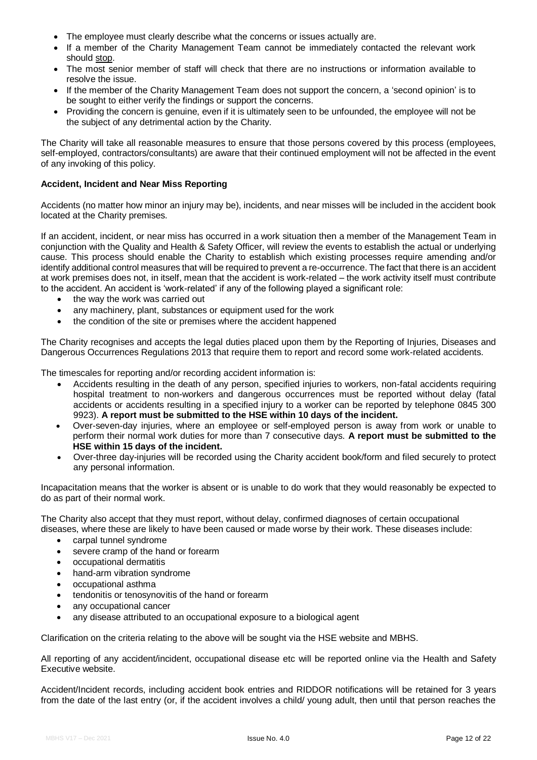- The employee must clearly describe what the concerns or issues actually are.
- If a member of the Charity Management Team cannot be immediately contacted the relevant work should stop.
- The most senior member of staff will check that there are no instructions or information available to resolve the issue.
- If the member of the Charity Management Team does not support the concern, a 'second opinion' is to be sought to either verify the findings or support the concerns.
- Providing the concern is genuine, even if it is ultimately seen to be unfounded, the employee will not be the subject of any detrimental action by the Charity.

The Charity will take all reasonable measures to ensure that those persons covered by this process (employees, self-employed, contractors/consultants) are aware that their continued employment will not be affected in the event of any invoking of this policy.

**Accident, Incident and Near Miss Reporting**

Accidents (no matter how minor an injury may be), incidents, and near misses will be included in the accident book located at the Charity premises.

If an accident, incident, or near miss has occurred in a work situation then a member of the Management Team in conjunction with the Quality and Health & Safety Officer, will review the events to establish the actual or underlying cause. This process should enable the Charity to establish which existing processes require amending and/or identify additional control measures that will be required to prevent a re-occurrence. The fact that there is an accident at work premises does not, in itself, mean that the accident is work-related – the work activity itself must contribute to the accident. An accident is 'work-related' if any of the following played a significant role:

- the way the work was carried out
- any machinery, plant, substances or equipment used for the work
- the condition of the site or premises where the accident happened

The Charity recognises and accepts the legal duties placed upon them by the Reporting of Injuries, Diseases and Dangerous Occurrences Regulations 2013 that require them to report and record some work-related accidents.

The timescales for reporting and/or recording accident information is:

- Accidents resulting in the death of any person, specified injuries to workers, non-fatal accidents requiring hospital treatment to non-workers and dangerous occurrences must be reported without delay (fatal accidents or accidents resulting in a specified injury to a worker can be reported by telephone 0845 300 9923). **A report must be submitted to the HSE within 10 days of the incident.**
- Over-seven-day injuries, where an employee or self-employed person is away from work or unable to perform their normal work duties for more than 7 consecutive days. **A report must be submitted to the HSE within 15 days of the incident.**
- Over-three day-injuries will be recorded using the Charity accident book/form and filed securely to protect any personal information.

Incapacitation means that the worker is absent or is unable to do work that they would reasonably be expected to do as part of their normal work.

The Charity also accept that they must report, without delay, confirmed diagnoses of certain occupational diseases, where these are likely to have been caused or made worse by their work. These diseases include:

- carpal tunnel syndrome
- severe cramp of the hand or forearm
- occupational dermatitis
- hand-arm vibration syndrome
- occupational asthma
- tendonitis or tenosynovitis of the hand or forearm
- any occupational cancer
- any disease attributed to an occupational exposure to a biological agent

Clarification on the criteria relating to the above will be sought via the HSE website and MBHS.

All reporting of any accident/incident, occupational disease etc will be reported online via the Health and Safety Executive website.

Accident/Incident records, including accident book entries and RIDDOR notifications will be retained for 3 years from the date of the last entry (or, if the accident involves a child/ young adult, then until that person reaches the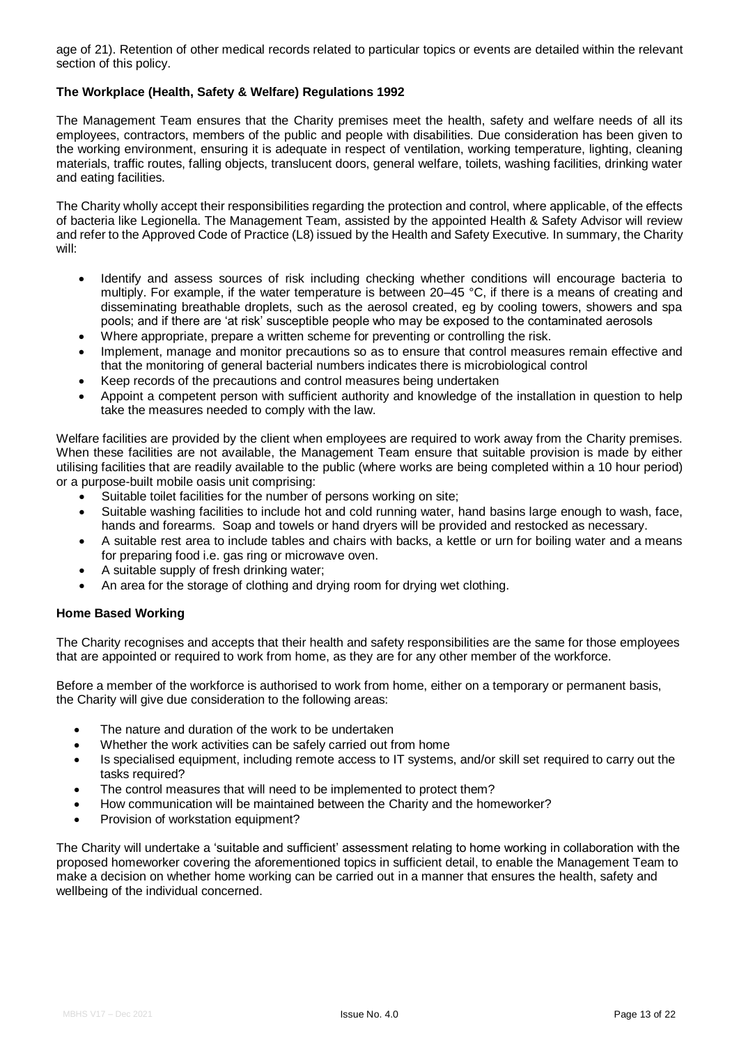age of 21). Retention of other medical records related to particular topics or events are detailed within the relevant section of this policy.

**The Workplace (Health, Safety & Welfare) Regulations 1992**

The Management Team ensures that the Charity premises meet the health, safety and welfare needs of all its employees, contractors, members of the public and people with disabilities. Due consideration has been given to the working environment, ensuring it is adequate in respect of ventilation, working temperature, lighting, cleaning materials, traffic routes, falling objects, translucent doors, general welfare, toilets, washing facilities, drinking water and eating facilities.

The Charity wholly accept their responsibilities regarding the protection and control, where applicable, of the effects of bacteria like Legionella. The Management Team, assisted by the appointed Health & Safety Advisor will review and refer to the Approved Code of Practice (L8) issued by the Health and Safety Executive. In summary, the Charity will:

- Identify and assess sources of risk including checking whether conditions will encourage bacteria to multiply. For example, if the water temperature is between 20–45 °C, if there is a means of creating and disseminating breathable droplets, such as the aerosol created, eg by cooling towers, showers and spa pools; and if there are 'at risk' susceptible people who may be exposed to the contaminated aerosols
- Where appropriate, prepare a written scheme for preventing or controlling the risk.
- Implement, manage and monitor precautions so as to ensure that control measures remain effective and that the monitoring of general bacterial numbers indicates there is microbiological control
- Keep records of the precautions and control measures being undertaken
- Appoint a competent person with sufficient authority and knowledge of the installation in question to help take the measures needed to comply with the law.

Welfare facilities are provided by the client when employees are required to work away from the Charity premises. When these facilities are not available, the Management Team ensure that suitable provision is made by either utilising facilities that are readily available to the public (where works are being completed within a 10 hour period) or a purpose-built mobile oasis unit comprising:

- Suitable toilet facilities for the number of persons working on site;
- Suitable washing facilities to include hot and cold running water, hand basins large enough to wash, face, hands and forearms. Soap and towels or hand dryers will be provided and restocked as necessary.
- A suitable rest area to include tables and chairs with backs, a kettle or urn for boiling water and a means for preparing food i.e. gas ring or microwave oven.
- A suitable supply of fresh drinking water;
- An area for the storage of clothing and drying room for drying wet clothing.

**Home Based Working**

The Charity recognises and accepts that their health and safety responsibilities are the same for those employees that are appointed or required to work from home, as they are for any other member of the workforce.

Before a member of the workforce is authorised to work from home, either on a temporary or permanent basis, the Charity will give due consideration to the following areas:

- The nature and duration of the work to be undertaken
- Whether the work activities can be safely carried out from home
- Is specialised equipment, including remote access to IT systems, and/or skill set required to carry out the tasks required?
- The control measures that will need to be implemented to protect them?
- How communication will be maintained between the Charity and the homeworker?
- Provision of workstation equipment?

The Charity will undertake a 'suitable and sufficient' assessment relating to home working in collaboration with the proposed homeworker covering the aforementioned topics in sufficient detail, to enable the Management Team to make a decision on whether home working can be carried out in a manner that ensures the health, safety and wellbeing of the individual concerned.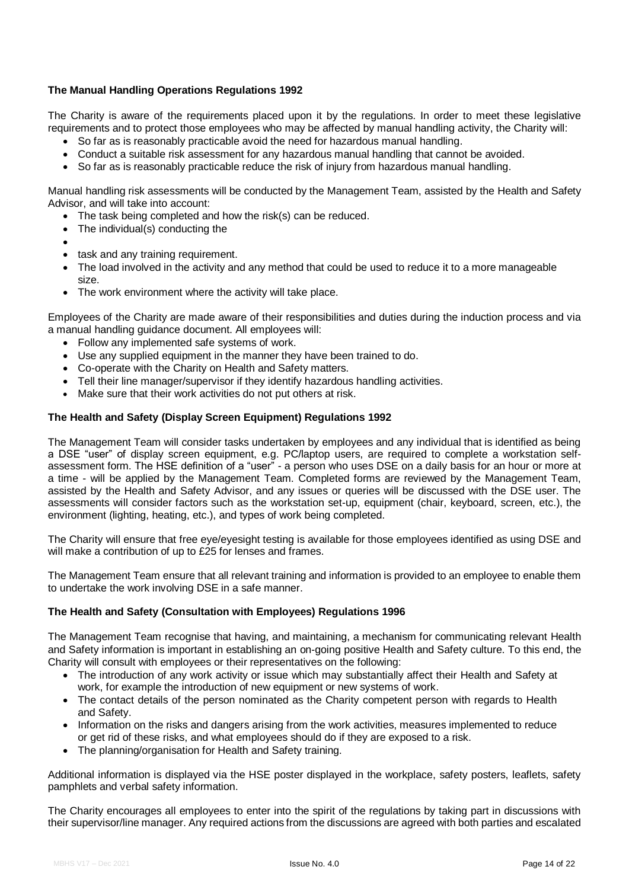**The Manual Handling Operations Regulations 1992**

The Charity is aware of the requirements placed upon it by the regulations. In order to meet these legislative requirements and to protect those employees who may be affected by manual handling activity, the Charity will:

- So far as is reasonably practicable avoid the need for hazardous manual handling.
- Conduct a suitable risk assessment for any hazardous manual handling that cannot be avoided.
- So far as is reasonably practicable reduce the risk of injury from hazardous manual handling.

Manual handling risk assessments will be conducted by the Management Team, assisted by the Health and Safety Advisor, and will take into account:

- The task being completed and how the risk(s) can be reduced.
- The individual(s) conducting the
- 
- task and any training requirement.
- The load involved in the activity and any method that could be used to reduce it to a more manageable size.
- The work environment where the activity will take place.

Employees of the Charity are made aware of their responsibilities and duties during the induction process and via a manual handling guidance document. All employees will:

- Follow any implemented safe systems of work.
- Use any supplied equipment in the manner they have been trained to do.
- Co-operate with the Charity on Health and Safety matters.
- Tell their line manager/supervisor if they identify hazardous handling activities.
- Make sure that their work activities do not put others at risk.

**The Health and Safety (Display Screen Equipment) Regulations 1992**

The Management Team will consider tasks undertaken by employees and any individual that is identified as being a DSE "user" of display screen equipment, e.g. PC/laptop users, are required to complete a workstation self-assessment form. The HSE definition of a "user" - a person who uses DSE on a daily basis for an hour or more at a time - will be applied by the Management Team. Completed forms are reviewed by the Management Team, assisted by the Health and Safety Advisor, and any issues or queries will be discussed with the DSE user. The assessments will consider factors such as the workstation set-up, equipment (chair, keyboard, screen, etc.), the environment (lighting, heating, etc.), and types of work being completed.

The Charity will ensure that free eye/eyesight testing is available for those employees identified as using DSE and will make a contribution of up to £25 for lenses and frames.

The Management Team ensure that all relevant training and information is provided to an employee to enable them to undertake the work involving DSE in a safe manner.

**The Health and Safety (Consultation with Employees) Regulations 1996**

The Management Team recognise that having, and maintaining, a mechanism for communicating relevant Health and Safety information is important in establishing an on-going positive Health and Safety culture. To this end, the Charity will consult with employees or their representatives on the following:

- The introduction of any work activity or issue which may substantially affect their Health and Safety at work, for example the introduction of new equipment or new systems of work.
- The contact details of the person nominated as the Charity competent person with regards to Health and Safety.
- Information on the risks and dangers arising from the work activities, measures implemented to reduce or get rid of these risks, and what employees should do if they are exposed to a risk.
- The planning/organisation for Health and Safety training.

Additional information is displayed via the HSE poster displayed in the workplace, safety posters, leaflets, safety pamphlets and verbal safety information.

The Charity encourages all employees to enter into the spirit of the regulations by taking part in discussions with their supervisor/line manager. Any required actions from the discussions are agreed with both parties and escalated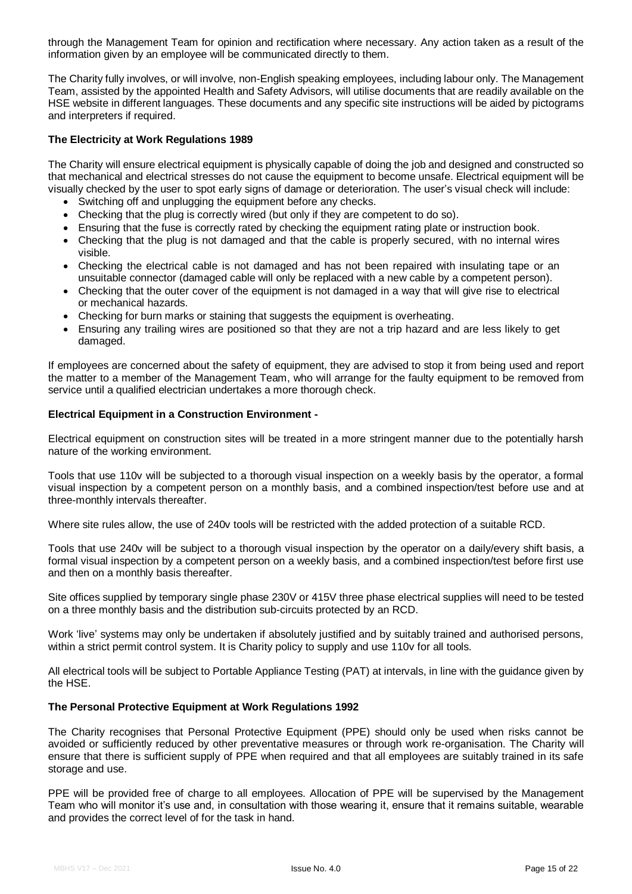through the Management Team for opinion and rectification where necessary. Any action taken as a result of the information given by an employee will be communicated directly to them.

The Charity fully involves, or will involve, non-English speaking employees, including labour only. The Management Team, assisted by the appointed Health and Safety Advisors, will utilise documents that are readily available on the HSE website in different languages. These documents and any specific site instructions will be aided by pictograms and interpreters if required.

**The Electricity at Work Regulations 1989**

The Charity will ensure electrical equipment is physically capable of doing the job and designed and constructed so that mechanical and electrical stresses do not cause the equipment to become unsafe. Electrical equipment will be visually checked by the user to spot early signs of damage or deterioration. The user's visual check will include:

- Switching off and unplugging the equipment before any checks.
- Checking that the plug is correctly wired (but only if they are competent to do so).
- Ensuring that the fuse is correctly rated by checking the equipment rating plate or instruction book.
- Checking that the plug is not damaged and that the cable is properly secured, with no internal wires visible.
- Checking the electrical cable is not damaged and has not been repaired with insulating tape or an unsuitable connector (damaged cable will only be replaced with a new cable by a competent person).
- Checking that the outer cover of the equipment is not damaged in a way that will give rise to electrical or mechanical hazards.
- Checking for burn marks or staining that suggests the equipment is overheating.
- Ensuring any trailing wires are positioned so that they are not a trip hazard and are less likely to get damaged.

If employees are concerned about the safety of equipment, they are advised to stop it from being used and report the matter to a member of the Management Team, who will arrange for the faulty equipment to be removed from service until a qualified electrician undertakes a more thorough check.

**Electrical Equipment in a Construction Environment -**

Electrical equipment on construction sites will be treated in a more stringent manner due to the potentially harsh nature of the working environment.

Tools that use 110v will be subjected to a thorough visual inspection on a weekly basis by the operator, a formal visual inspection by a competent person on a monthly basis, and a combined inspection/test before use and at three-monthly intervals thereafter.

Where site rules allow, the use of 240v tools will be restricted with the added protection of a suitable RCD.

Tools that use 240v will be subject to a thorough visual inspection by the operator on a daily/every shift basis, a formal visual inspection by a competent person on a weekly basis, and a combined inspection/test before first use and then on a monthly basis thereafter.

Site offices supplied by temporary single phase 230V or 415V three phase electrical supplies will need to be tested on a three monthly basis and the distribution sub-circuits protected by an RCD.

Work 'live' systems may only be undertaken if absolutely justified and by suitably trained and authorised persons, within a strict permit control system. It is Charity policy to supply and use 110v for all tools.

All electrical tools will be subject to Portable Appliance Testing (PAT) at intervals, in line with the guidance given by the HSE.

**The Personal Protective Equipment at Work Regulations 1992**

The Charity recognises that Personal Protective Equipment (PPE) should only be used when risks cannot be avoided or sufficiently reduced by other preventative measures or through work re-organisation. The Charity will ensure that there is sufficient supply of PPE when required and that all employees are suitably trained in its safe storage and use.

PPE will be provided free of charge to all employees. Allocation of PPE will be supervised by the Management Team who will monitor it's use and, in consultation with those wearing it, ensure that it remains suitable, wearable and provides the correct level of for the task in hand.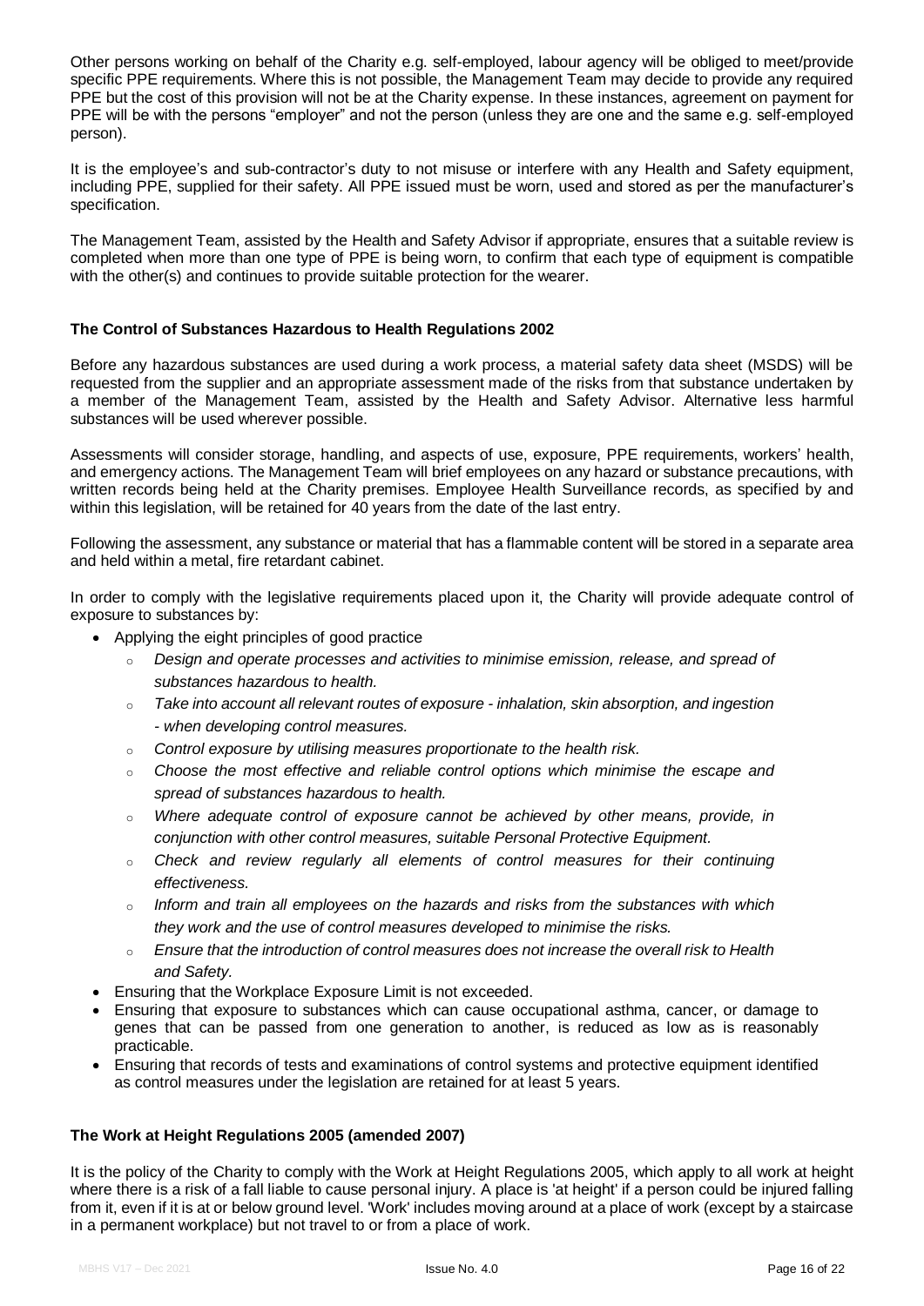Other persons working on behalf of the Charity e.g. self-employed, labour agency will be obliged to meet/provide specific PPE requirements. Where this is not possible, the Management Team may decide to provide any required PPE but the cost of this provision will not be at the Charity expense. In these instances, agreement on payment for PPE will be with the persons "employer" and not the person (unless they are one and the same e.g. self-employed person).

It is the employee's and sub-contractor's duty to not misuse or interfere with any Health and Safety equipment, including PPE, supplied for their safety. All PPE issued must be worn, used and stored as per the manufacturer's specification.

The Management Team, assisted by the Health and Safety Advisor if appropriate, ensures that a suitable review is completed when more than one type of PPE is being worn, to confirm that each type of equipment is compatible with the other(s) and continues to provide suitable protection for the wearer.

**The Control of Substances Hazardous to Health Regulations 2002**

Before any hazardous substances are used during a work process, a material safety data sheet (MSDS) will be requested from the supplier and an appropriate assessment made of the risks from that substance undertaken by a member of the Management Team, assisted by the Health and Safety Advisor. Alternative less harmful substances will be used wherever possible.

Assessments will consider storage, handling, and aspects of use, exposure, PPE requirements, workers' health, and emergency actions. The Management Team will brief employees on any hazard or substance precautions, with written records being held at the Charity premises. Employee Health Surveillance records, as specified by and within this legislation, will be retained for 40 years from the date of the last entry.

Following the assessment, any substance or material that has a flammable content will be stored in a separate area and held within a metal, fire retardant cabinet.

In order to comply with the legislative requirements placed upon it, the Charity will provide adequate control of exposure to substances by:

- Applying the eight principles of good practice
  - *Design and operate processes and activities to minimise emission, release, and spread of substances hazardous to health.*
  - *Take into account all relevant routes of exposure - inhalation, skin absorption, and ingestion - when developing control measures.*
  - *Control exposure by utilising measures proportionate to the health risk.*
  - *Choose the most effective and reliable control options which minimise the escape and spread of substances hazardous to health.*
  - *Where adequate control of exposure cannot be achieved by other means, provide, in conjunction with other control measures, suitable Personal Protective Equipment.*
  - *Check and review regularly all elements of control measures for their continuing effectiveness.*
  - *Inform and train all employees on the hazards and risks from the substances with which they work and the use of control measures developed to minimise the risks.*
  - *Ensure that the introduction of control measures does not increase the overall risk to Health and Safety.*
- Ensuring that the Workplace Exposure Limit is not exceeded.
- Ensuring that exposure to substances which can cause occupational asthma, cancer, or damage to genes that can be passed from one generation to another, is reduced as low as is reasonably practicable.
- Ensuring that records of tests and examinations of control systems and protective equipment identified as control measures under the legislation are retained for at least 5 years.

**The Work at Height Regulations 2005 (amended 2007)**

It is the policy of the Charity to comply with the Work at Height Regulations 2005, which apply to all work at height where there is a risk of a fall liable to cause personal injury. A place is 'at height' if a person could be injured falling from it, even if it is at or below ground level. 'Work' includes moving around at a place of work (except by a staircase in a permanent workplace) but not travel to or from a place of work.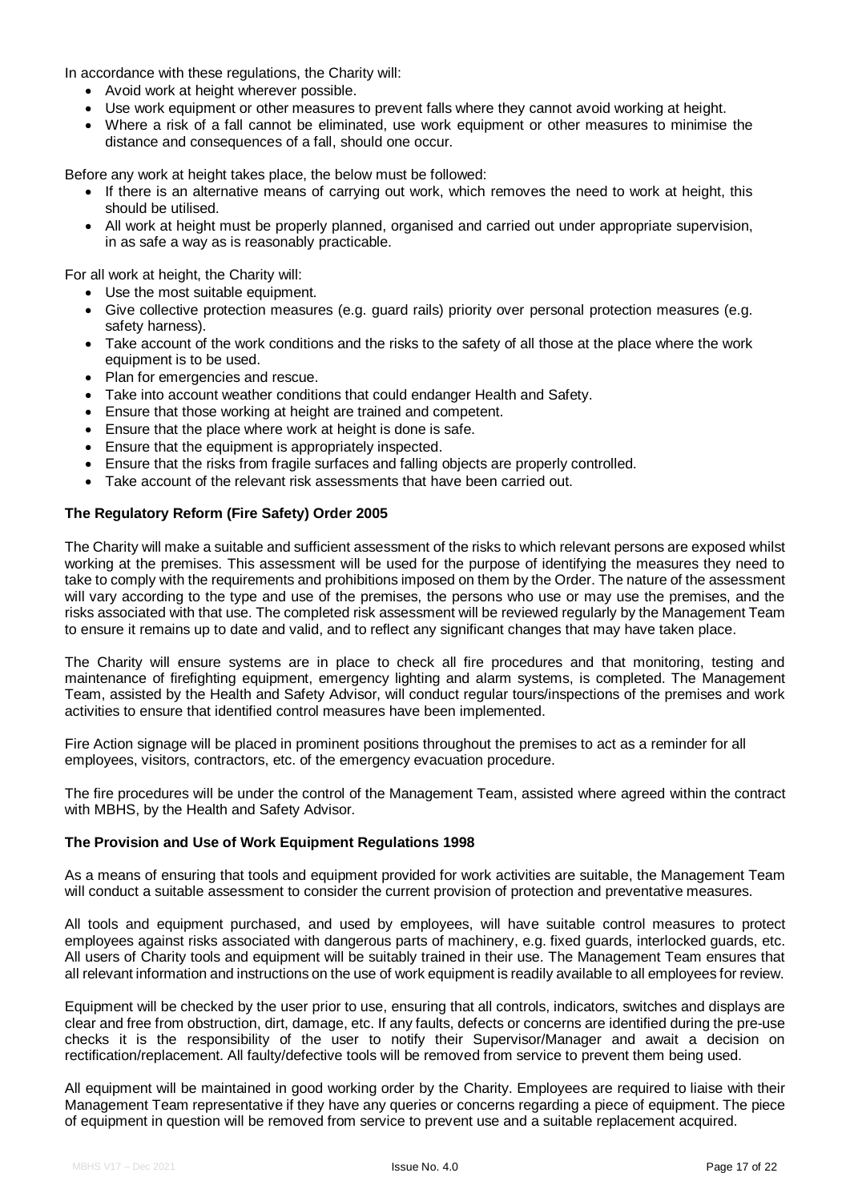In accordance with these regulations, the Charity will:

- Avoid work at height wherever possible.
- Use work equipment or other measures to prevent falls where they cannot avoid working at height.
- Where a risk of a fall cannot be eliminated, use work equipment or other measures to minimise the distance and consequences of a fall, should one occur.

Before any work at height takes place, the below must be followed:

- If there is an alternative means of carrying out work, which removes the need to work at height, this should be utilised.
- All work at height must be properly planned, organised and carried out under appropriate supervision, in as safe a way as is reasonably practicable.

For all work at height, the Charity will:

- Use the most suitable equipment.
- Give collective protection measures (e.g. guard rails) priority over personal protection measures (e.g. safety harness).
- Take account of the work conditions and the risks to the safety of all those at the place where the work equipment is to be used.
- Plan for emergencies and rescue.
- Take into account weather conditions that could endanger Health and Safety.
- Ensure that those working at height are trained and competent.
- Ensure that the place where work at height is done is safe.
- Ensure that the equipment is appropriately inspected.
- Ensure that the risks from fragile surfaces and falling objects are properly controlled.
- Take account of the relevant risk assessments that have been carried out.

**The Regulatory Reform (Fire Safety) Order 2005**

The Charity will make a suitable and sufficient assessment of the risks to which relevant persons are exposed whilst working at the premises. This assessment will be used for the purpose of identifying the measures they need to take to comply with the requirements and prohibitions imposed on them by the Order. The nature of the assessment will vary according to the type and use of the premises, the persons who use or may use the premises, and the risks associated with that use. The completed risk assessment will be reviewed regularly by the Management Team to ensure it remains up to date and valid, and to reflect any significant changes that may have taken place.

The Charity will ensure systems are in place to check all fire procedures and that monitoring, testing and maintenance of firefighting equipment, emergency lighting and alarm systems, is completed. The Management Team, assisted by the Health and Safety Advisor, will conduct regular tours/inspections of the premises and work activities to ensure that identified control measures have been implemented.

Fire Action signage will be placed in prominent positions throughout the premises to act as a reminder for all employees, visitors, contractors, etc. of the emergency evacuation procedure.

The fire procedures will be under the control of the Management Team, assisted where agreed within the contract with MBHS, by the Health and Safety Advisor.

**The Provision and Use of Work Equipment Regulations 1998**

As a means of ensuring that tools and equipment provided for work activities are suitable, the Management Team will conduct a suitable assessment to consider the current provision of protection and preventative measures.

All tools and equipment purchased, and used by employees, will have suitable control measures to protect employees against risks associated with dangerous parts of machinery, e.g. fixed guards, interlocked guards, etc. All users of Charity tools and equipment will be suitably trained in their use. The Management Team ensures that all relevant information and instructions on the use of work equipment is readily available to all employees for review.

Equipment will be checked by the user prior to use, ensuring that all controls, indicators, switches and displays are clear and free from obstruction, dirt, damage, etc. If any faults, defects or concerns are identified during the pre-use checks it is the responsibility of the user to notify their Supervisor/Manager and await a decision on rectification/replacement. All faulty/defective tools will be removed from service to prevent them being used.

All equipment will be maintained in good working order by the Charity. Employees are required to liaise with their Management Team representative if they have any queries or concerns regarding a piece of equipment. The piece of equipment in question will be removed from service to prevent use and a suitable replacement acquired.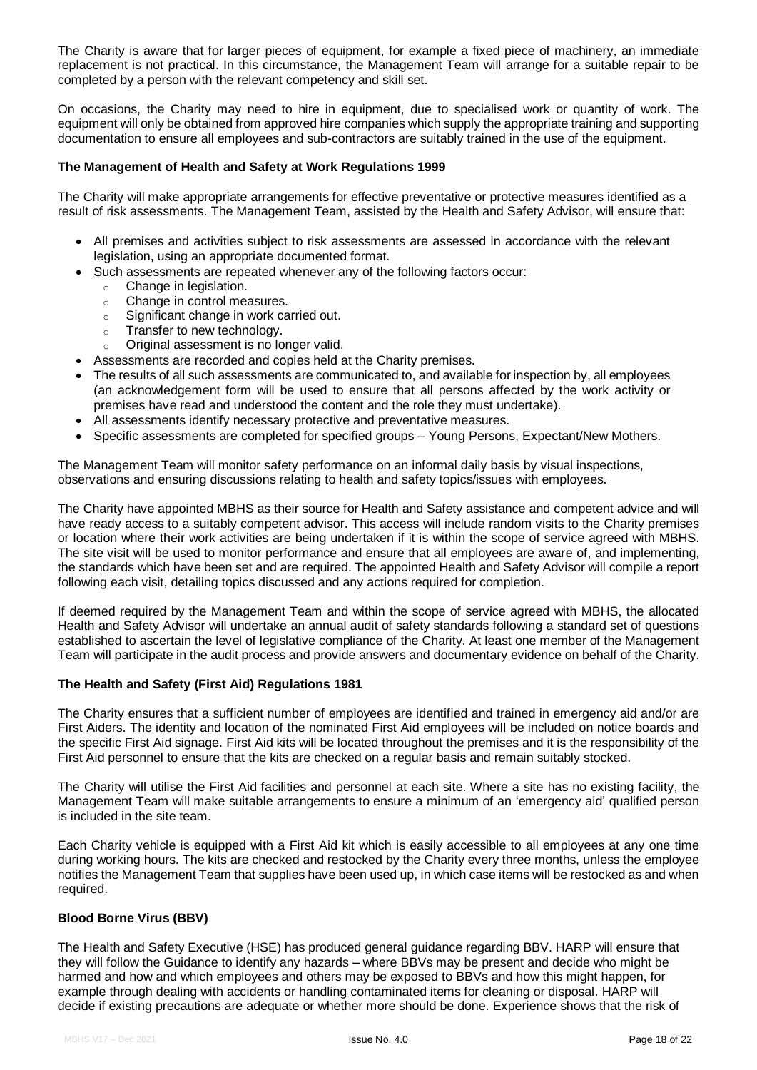The Charity is aware that for larger pieces of equipment, for example a fixed piece of machinery, an immediate replacement is not practical. In this circumstance, the Management Team will arrange for a suitable repair to be completed by a person with the relevant competency and skill set.

On occasions, the Charity may need to hire in equipment, due to specialised work or quantity of work. The equipment will only be obtained from approved hire companies which supply the appropriate training and supporting documentation to ensure all employees and sub-contractors are suitably trained in the use of the equipment.

**The Management of Health and Safety at Work Regulations 1999**

The Charity will make appropriate arrangements for effective preventative or protective measures identified as a result of risk assessments. The Management Team, assisted by the Health and Safety Advisor, will ensure that:

- All premises and activities subject to risk assessments are assessed in accordance with the relevant legislation, using an appropriate documented format.
- Such assessments are repeated whenever any of the following factors occur:
  - Change in legislation.
  - Change in control measures.
  - Significant change in work carried out.
  - Transfer to new technology.
  - Original assessment is no longer valid.
- Assessments are recorded and copies held at the Charity premises.
- The results of all such assessments are communicated to, and available for inspection by, all employees (an acknowledgement form will be used to ensure that all persons affected by the work activity or premises have read and understood the content and the role they must undertake).
- All assessments identify necessary protective and preventative measures.
- Specific assessments are completed for specified groups – Young Persons, Expectant/New Mothers.

The Management Team will monitor safety performance on an informal daily basis by visual inspections, observations and ensuring discussions relating to health and safety topics/issues with employees.

The Charity have appointed MBHS as their source for Health and Safety assistance and competent advice and will have ready access to a suitably competent advisor. This access will include random visits to the Charity premises or location where their work activities are being undertaken if it is within the scope of service agreed with MBHS. The site visit will be used to monitor performance and ensure that all employees are aware of, and implementing, the standards which have been set and are required. The appointed Health and Safety Advisor will compile a report following each visit, detailing topics discussed and any actions required for completion.

If deemed required by the Management Team and within the scope of service agreed with MBHS, the allocated Health and Safety Advisor will undertake an annual audit of safety standards following a standard set of questions established to ascertain the level of legislative compliance of the Charity. At least one member of the Management Team will participate in the audit process and provide answers and documentary evidence on behalf of the Charity.

**The Health and Safety (First Aid) Regulations 1981**

The Charity ensures that a sufficient number of employees are identified and trained in emergency aid and/or are First Aiders. The identity and location of the nominated First Aid employees will be included on notice boards and the specific First Aid signage. First Aid kits will be located throughout the premises and it is the responsibility of the First Aid personnel to ensure that the kits are checked on a regular basis and remain suitably stocked.

The Charity will utilise the First Aid facilities and personnel at each site. Where a site has no existing facility, the Management Team will make suitable arrangements to ensure a minimum of an 'emergency aid' qualified person is included in the site team.

Each Charity vehicle is equipped with a First Aid kit which is easily accessible to all employees at any one time during working hours. The kits are checked and restocked by the Charity every three months, unless the employee notifies the Management Team that supplies have been used up, in which case items will be restocked as and when required.

**Blood Borne Virus (BBV)**

The Health and Safety Executive (HSE) has produced general guidance regarding BBV. HARP will ensure that they will follow the Guidance to identify any hazards – where BBVs may be present and decide who might be harmed and how and which employees and others may be exposed to BBVs and how this might happen, for example through dealing with accidents or handling contaminated items for cleaning or disposal. HARP will decide if existing precautions are adequate or whether more should be done. Experience shows that the risk of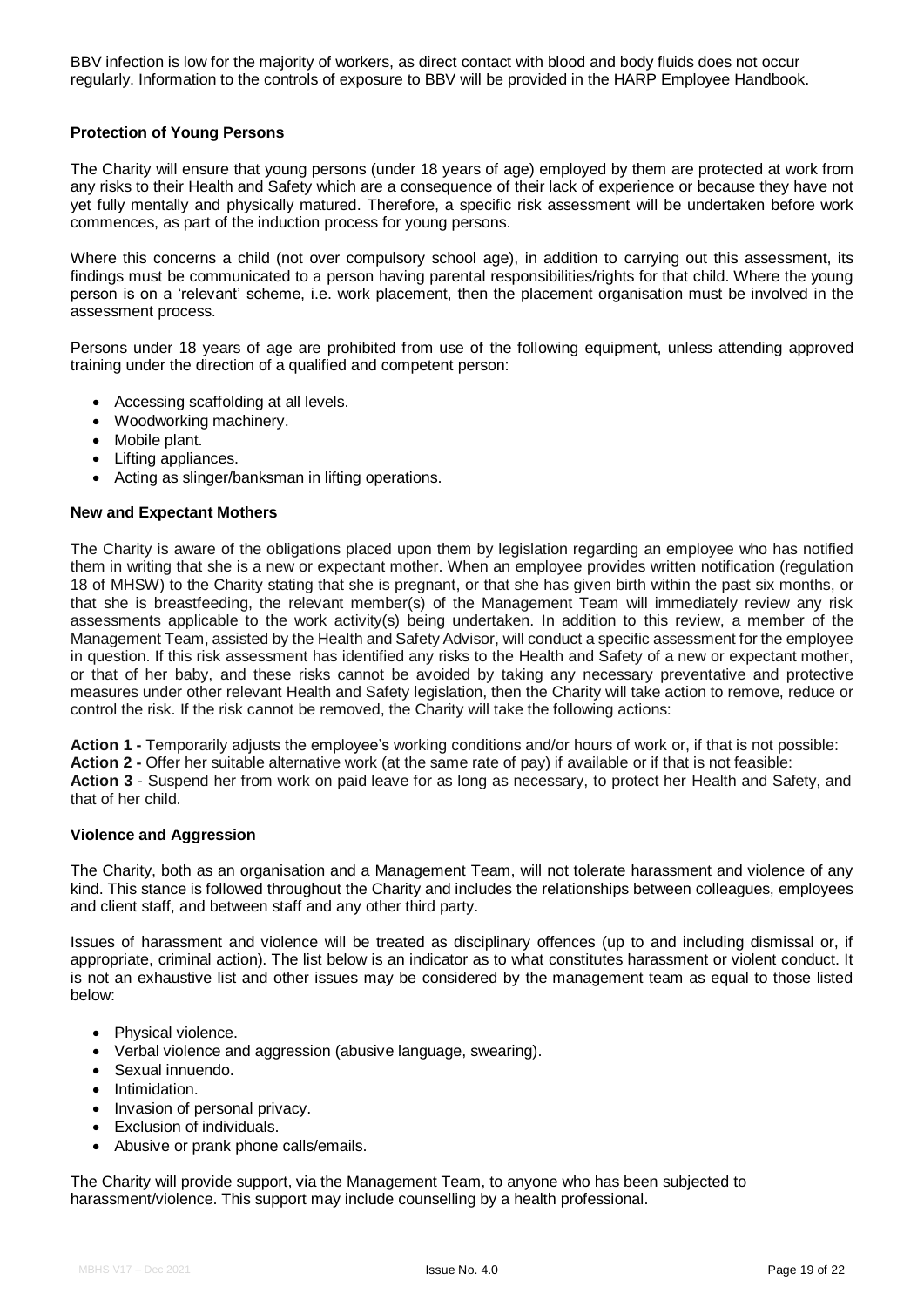BBV infection is low for the majority of workers, as direct contact with blood and body fluids does not occur regularly. Information to the controls of exposure to BBV will be provided in the HARP Employee Handbook.

**Protection of Young Persons**

The Charity will ensure that young persons (under 18 years of age) employed by them are protected at work from any risks to their Health and Safety which are a consequence of their lack of experience or because they have not yet fully mentally and physically matured. Therefore, a specific risk assessment will be undertaken before work commences, as part of the induction process for young persons.

Where this concerns a child (not over compulsory school age), in addition to carrying out this assessment, its findings must be communicated to a person having parental responsibilities/rights for that child. Where the young person is on a 'relevant' scheme, i.e. work placement, then the placement organisation must be involved in the assessment process.

Persons under 18 years of age are prohibited from use of the following equipment, unless attending approved training under the direction of a qualified and competent person:

- Accessing scaffolding at all levels.
- Woodworking machinery.
- Mobile plant.
- Lifting appliances.
- Acting as slinger/banksman in lifting operations.

**New and Expectant Mothers**

The Charity is aware of the obligations placed upon them by legislation regarding an employee who has notified them in writing that she is a new or expectant mother. When an employee provides written notification (regulation 18 of MHSW) to the Charity stating that she is pregnant, or that she has given birth within the past six months, or that she is breastfeeding, the relevant member(s) of the Management Team will immediately review any risk assessments applicable to the work activity(s) being undertaken. In addition to this review, a member of the Management Team, assisted by the Health and Safety Advisor, will conduct a specific assessment for the employee in question. If this risk assessment has identified any risks to the Health and Safety of a new or expectant mother, or that of her baby, and these risks cannot be avoided by taking any necessary preventative and protective measures under other relevant Health and Safety legislation, then the Charity will take action to remove, reduce or control the risk. If the risk cannot be removed, the Charity will take the following actions:

**Action 1 -** Temporarily adjusts the employee's working conditions and/or hours of work or, if that is not possible:
**Action 2 -** Offer her suitable alternative work (at the same rate of pay) if available or if that is not feasible:
**Action 3** - Suspend her from work on paid leave for as long as necessary, to protect her Health and Safety, and that of her child.

**Violence and Aggression**

The Charity, both as an organisation and a Management Team, will not tolerate harassment and violence of any kind. This stance is followed throughout the Charity and includes the relationships between colleagues, employees and client staff, and between staff and any other third party.

Issues of harassment and violence will be treated as disciplinary offences (up to and including dismissal or, if appropriate, criminal action). The list below is an indicator as to what constitutes harassment or violent conduct. It is not an exhaustive list and other issues may be considered by the management team as equal to those listed below:

- Physical violence.
- Verbal violence and aggression (abusive language, swearing).
- Sexual innuendo.
- Intimidation.
- Invasion of personal privacy.
- Exclusion of individuals.
- Abusive or prank phone calls/emails.

The Charity will provide support, via the Management Team, to anyone who has been subjected to harassment/violence. This support may include counselling by a health professional.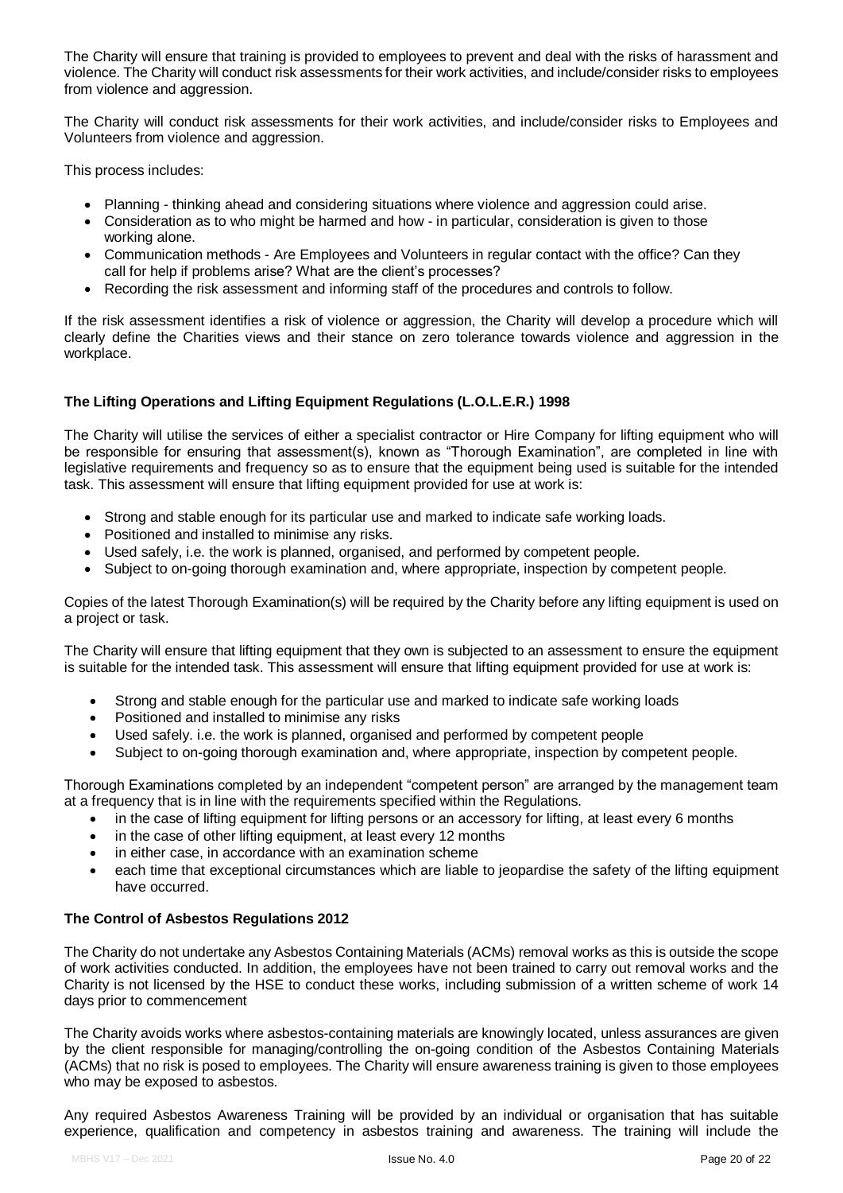The Charity will ensure that training is provided to employees to prevent and deal with the risks of harassment and violence. The Charity will conduct risk assessments for their work activities, and include/consider risks to employees from violence and aggression.

The Charity will conduct risk assessments for their work activities, and include/consider risks to Employees and Volunteers from violence and aggression.

This process includes:

- Planning - thinking ahead and considering situations where violence and aggression could arise.
- Consideration as to who might be harmed and how - in particular, consideration is given to those working alone.
- Communication methods - Are Employees and Volunteers in regular contact with the office? Can they call for help if problems arise? What are the client's processes?
- Recording the risk assessment and informing staff of the procedures and controls to follow.

If the risk assessment identifies a risk of violence or aggression, the Charity will develop a procedure which will clearly define the Charities views and their stance on zero tolerance towards violence and aggression in the workplace.

**The Lifting Operations and Lifting Equipment Regulations (L.O.L.E.R.) 1998**

The Charity will utilise the services of either a specialist contractor or Hire Company for lifting equipment who will be responsible for ensuring that assessment(s), known as "Thorough Examination", are completed in line with legislative requirements and frequency so as to ensure that the equipment being used is suitable for the intended task. This assessment will ensure that lifting equipment provided for use at work is:

- Strong and stable enough for its particular use and marked to indicate safe working loads.
- Positioned and installed to minimise any risks.
- Used safely, i.e. the work is planned, organised, and performed by competent people.
- Subject to on-going thorough examination and, where appropriate, inspection by competent people.

Copies of the latest Thorough Examination(s) will be required by the Charity before any lifting equipment is used on a project or task.

The Charity will ensure that lifting equipment that they own is subjected to an assessment to ensure the equipment is suitable for the intended task. This assessment will ensure that lifting equipment provided for use at work is:

- Strong and stable enough for the particular use and marked to indicate safe working loads
- Positioned and installed to minimise any risks
- Used safely. i.e. the work is planned, organised and performed by competent people
- Subject to on-going thorough examination and, where appropriate, inspection by competent people.

Thorough Examinations completed by an independent "competent person" are arranged by the management team at a frequency that is in line with the requirements specified within the Regulations.

- in the case of lifting equipment for lifting persons or an accessory for lifting, at least every 6 months
- in the case of other lifting equipment, at least every 12 months
- in either case, in accordance with an examination scheme
- each time that exceptional circumstances which are liable to jeopardise the safety of the lifting equipment have occurred.

**The Control of Asbestos Regulations 2012**

The Charity do not undertake any Asbestos Containing Materials (ACMs) removal works as this is outside the scope of work activities conducted. In addition, the employees have not been trained to carry out removal works and the Charity is not licensed by the HSE to conduct these works, including submission of a written scheme of work 14 days prior to commencement

The Charity avoids works where asbestos-containing materials are knowingly located, unless assurances are given by the client responsible for managing/controlling the on-going condition of the Asbestos Containing Materials (ACMs) that no risk is posed to employees. The Charity will ensure awareness training is given to those employees who may be exposed to asbestos.

Any required Asbestos Awareness Training will be provided by an individual or organisation that has suitable experience, qualification and competency in asbestos training and awareness. The training will include the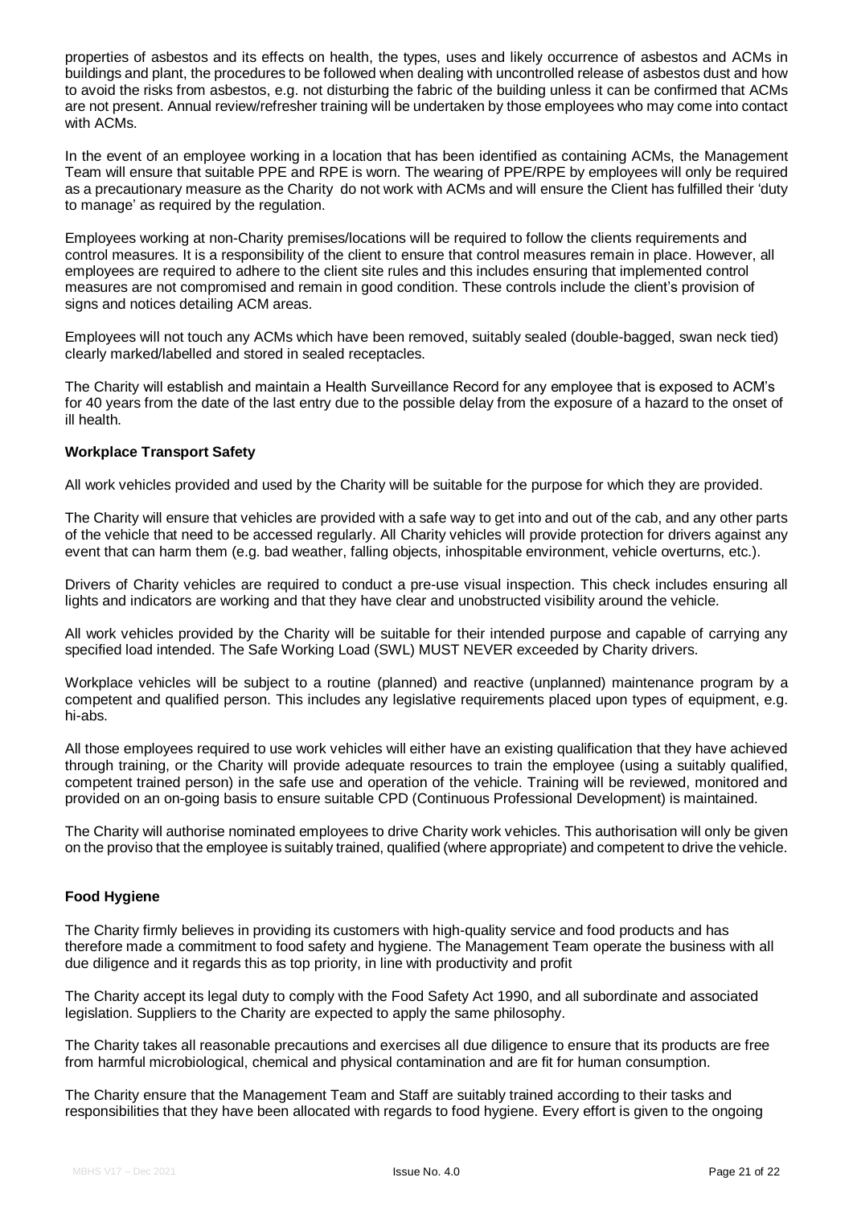properties of asbestos and its effects on health, the types, uses and likely occurrence of asbestos and ACMs in buildings and plant, the procedures to be followed when dealing with uncontrolled release of asbestos dust and how to avoid the risks from asbestos, e.g. not disturbing the fabric of the building unless it can be confirmed that ACMs are not present. Annual review/refresher training will be undertaken by those employees who may come into contact with ACMs.

In the event of an employee working in a location that has been identified as containing ACMs, the Management Team will ensure that suitable PPE and RPE is worn. The wearing of PPE/RPE by employees will only be required as a precautionary measure as the Charity do not work with ACMs and will ensure the Client has fulfilled their 'duty to manage' as required by the regulation.

Employees working at non-Charity premises/locations will be required to follow the clients requirements and control measures. It is a responsibility of the client to ensure that control measures remain in place. However, all employees are required to adhere to the client site rules and this includes ensuring that implemented control measures are not compromised and remain in good condition. These controls include the client's provision of signs and notices detailing ACM areas.

Employees will not touch any ACMs which have been removed, suitably sealed (double-bagged, swan neck tied) clearly marked/labelled and stored in sealed receptacles.

The Charity will establish and maintain a Health Surveillance Record for any employee that is exposed to ACM's for 40 years from the date of the last entry due to the possible delay from the exposure of a hazard to the onset of ill health.

### Workplace Transport Safety

All work vehicles provided and used by the Charity will be suitable for the purpose for which they are provided.

The Charity will ensure that vehicles are provided with a safe way to get into and out of the cab, and any other parts of the vehicle that need to be accessed regularly. All Charity vehicles will provide protection for drivers against any event that can harm them (e.g. bad weather, falling objects, inhospitable environment, vehicle overturns, etc.).

Drivers of Charity vehicles are required to conduct a pre-use visual inspection. This check includes ensuring all lights and indicators are working and that they have clear and unobstructed visibility around the vehicle.

All work vehicles provided by the Charity will be suitable for their intended purpose and capable of carrying any specified load intended. The Safe Working Load (SWL) MUST NEVER exceeded by Charity drivers.

Workplace vehicles will be subject to a routine (planned) and reactive (unplanned) maintenance program by a competent and qualified person. This includes any legislative requirements placed upon types of equipment, e.g. hi-abs.

All those employees required to use work vehicles will either have an existing qualification that they have achieved through training, or the Charity will provide adequate resources to train the employee (using a suitably qualified, competent trained person) in the safe use and operation of the vehicle. Training will be reviewed, monitored and provided on an on-going basis to ensure suitable CPD (Continuous Professional Development) is maintained.

The Charity will authorise nominated employees to drive Charity work vehicles. This authorisation will only be given on the proviso that the employee is suitably trained, qualified (where appropriate) and competent to drive the vehicle.

### Food Hygiene

The Charity firmly believes in providing its customers with high-quality service and food products and has therefore made a commitment to food safety and hygiene. The Management Team operate the business with all due diligence and it regards this as top priority, in line with productivity and profit

The Charity accept its legal duty to comply with the Food Safety Act 1990, and all subordinate and associated legislation. Suppliers to the Charity are expected to apply the same philosophy.

The Charity takes all reasonable precautions and exercises all due diligence to ensure that its products are free from harmful microbiological, chemical and physical contamination and are fit for human consumption.

The Charity ensure that the Management Team and Staff are suitably trained according to their tasks and responsibilities that they have been allocated with regards to food hygiene. Every effort is given to the ongoing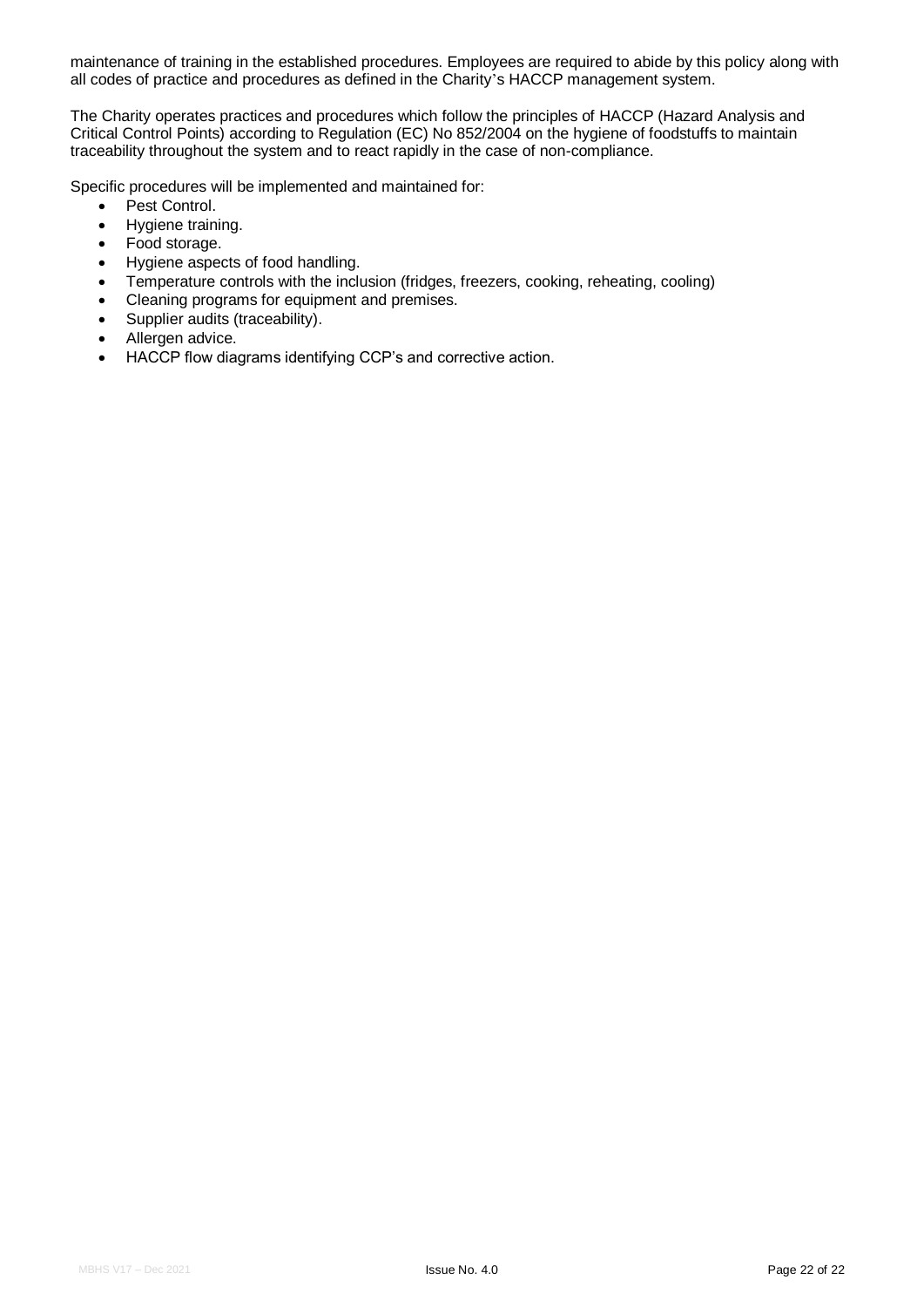maintenance of training in the established procedures. Employees are required to abide by this policy along with all codes of practice and procedures as defined in the Charity's HACCP management system.

The Charity operates practices and procedures which follow the principles of HACCP (Hazard Analysis and Critical Control Points) according to Regulation (EC) No 852/2004 on the hygiene of foodstuffs to maintain traceability throughout the system and to react rapidly in the case of non-compliance.

Specific procedures will be implemented and maintained for:

- Pest Control.
- Hygiene training.
- Food storage.
- Hygiene aspects of food handling.
- Temperature controls with the inclusion (fridges, freezers, cooking, reheating, cooling)
- Cleaning programs for equipment and premises.
- Supplier audits (traceability).
- Allergen advice.
- HACCP flow diagrams identifying CCP's and corrective action.